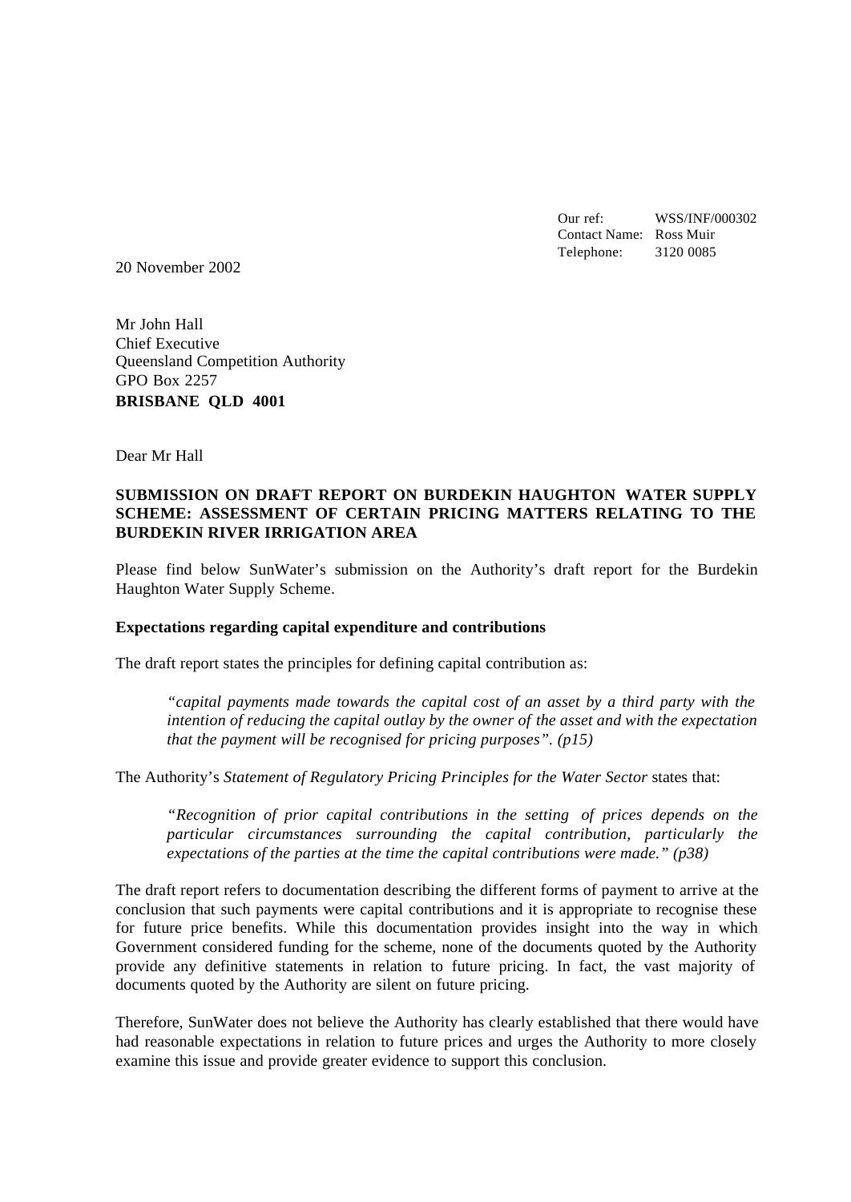Our ref: WSS/INF/000302
Contact Name: Ross Muir
Telephone: 3120 0085

20 November 2002

Mr John Hall
Chief Executive
Queensland Competition Authority
GPO Box 2257
**BRISBANE QLD 4001**

Dear Mr Hall

**SUBMISSION ON DRAFT REPORT ON BURDEKIN HAUGHTON WATER SUPPLY SCHEME: ASSESSMENT OF CERTAIN PRICING MATTERS RELATING TO THE BURDEKIN RIVER IRRIGATION AREA**

Please find below SunWater's submission on the Authority's draft report for the Burdekin Haughton Water Supply Scheme.

**Expectations regarding capital expenditure and contributions**

The draft report states the principles for defining capital contribution as:

> *"capital payments made towards the capital cost of an asset by a third party with the intention of reducing the capital outlay by the owner of the asset and with the expectation that the payment will be recognised for pricing purposes". (p15)*

The Authority's *Statement of Regulatory Pricing Principles for the Water Sector* states that:

> *"Recognition of prior capital contributions in the setting of prices depends on the particular circumstances surrounding the capital contribution, particularly the expectations of the parties at the time the capital contributions were made." (p38)*

The draft report refers to documentation describing the different forms of payment to arrive at the conclusion that such payments were capital contributions and it is appropriate to recognise these for future price benefits. While this documentation provides insight into the way in which Government considered funding for the scheme, none of the documents quoted by the Authority provide any definitive statements in relation to future pricing. In fact, the vast majority of documents quoted by the Authority are silent on future pricing.

Therefore, SunWater does not believe the Authority has clearly established that there would have had reasonable expectations in relation to future prices and urges the Authority to more closely examine this issue and provide greater evidence to support this conclusion.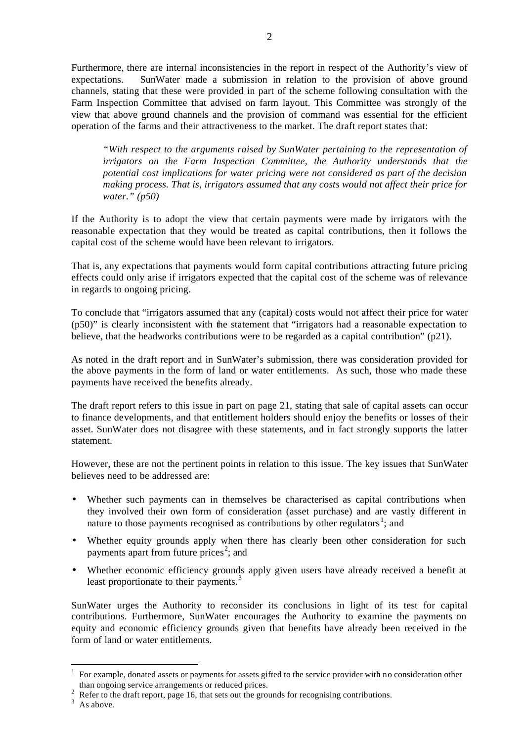Furthermore, there are internal inconsistencies in the report in respect of the Authority's view of expectations. SunWater made a submission in relation to the provision of above ground channels, stating that these were provided in part of the scheme following consultation with the Farm Inspection Committee that advised on farm layout. This Committee was strongly of the view that above ground channels and the provision of command was essential for the efficient operation of the farms and their attractiveness to the market. The draft report states that:

> *"With respect to the arguments raised by SunWater pertaining to the representation of irrigators on the Farm Inspection Committee, the Authority understands that the potential cost implications for water pricing were not considered as part of the decision making process. That is, irrigators assumed that any costs would not affect their price for water." (p50)*

If the Authority is to adopt the view that certain payments were made by irrigators with the reasonable expectation that they would be treated as capital contributions, then it follows the capital cost of the scheme would have been relevant to irrigators.

That is, any expectations that payments would form capital contributions attracting future pricing effects could only arise if irrigators expected that the capital cost of the scheme was of relevance in regards to ongoing pricing.

To conclude that "irrigators assumed that any (capital) costs would not affect their price for water (p50)" is clearly inconsistent with the statement that "irrigators had a reasonable expectation to believe, that the headworks contributions were to be regarded as a capital contribution" (p21).

As noted in the draft report and in SunWater's submission, there was consideration provided for the above payments in the form of land or water entitlements. As such, those who made these payments have received the benefits already.

The draft report refers to this issue in part on page 21, stating that sale of capital assets can occur to finance developments, and that entitlement holders should enjoy the benefits or losses of their asset. SunWater does not disagree with these statements, and in fact strongly supports the latter statement.

However, these are not the pertinent points in relation to this issue. The key issues that SunWater believes need to be addressed are:

- Whether such payments can in themselves be characterised as capital contributions when they involved their own form of consideration (asset purchase) and are vastly different in nature to those payments recognised as contributions by other regulators[1]; and
- Whether equity grounds apply when there has clearly been other consideration for such payments apart from future prices[2]; and
- Whether economic efficiency grounds apply given users have already received a benefit at least proportionate to their payments.[3]

SunWater urges the Authority to reconsider its conclusions in light of its test for capital contributions. Furthermore, SunWater encourages the Authority to examine the payments on equity and economic efficiency grounds given that benefits have already been received in the form of land or water entitlements.

---

[1] For example, donated assets or payments for assets gifted to the service provider with no consideration other than ongoing service arrangements or reduced prices.

[2] Refer to the draft report, page 16, that sets out the grounds for recognising contributions.

[3] As above.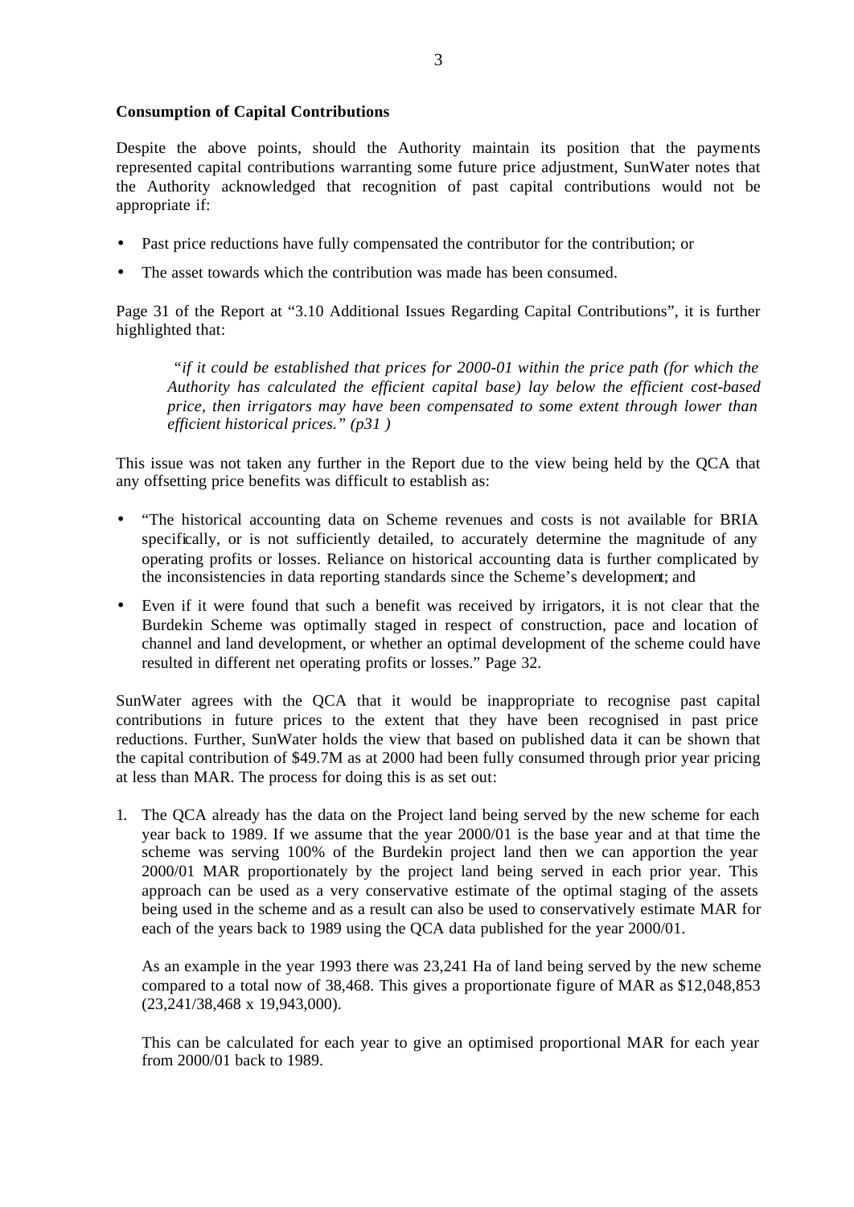**Consumption of Capital Contributions**

Despite the above points, should the Authority maintain its position that the payments represented capital contributions warranting some future price adjustment, SunWater notes that the Authority acknowledged that recognition of past capital contributions would not be appropriate if:

- Past price reductions have fully compensated the contributor for the contribution; or
- The asset towards which the contribution was made has been consumed.

Page 31 of the Report at "3.10 Additional Issues Regarding Capital Contributions", it is further highlighted that:

> *"if it could be established that prices for 2000-01 within the price path (for which the Authority has calculated the efficient capital base) lay below the efficient cost-based price, then irrigators may have been compensated to some extent through lower than efficient historical prices." (p31 )*

This issue was not taken any further in the Report due to the view being held by the QCA that any offsetting price benefits was difficult to establish as:

- "The historical accounting data on Scheme revenues and costs is not available for BRIA specifically, or is not sufficiently detailed, to accurately determine the magnitude of any operating profits or losses. Reliance on historical accounting data is further complicated by the inconsistencies in data reporting standards since the Scheme's development; and
- Even if it were found that such a benefit was received by irrigators, it is not clear that the Burdekin Scheme was optimally staged in respect of construction, pace and location of channel and land development, or whether an optimal development of the scheme could have resulted in different net operating profits or losses." Page 32.

SunWater agrees with the QCA that it would be inappropriate to recognise past capital contributions in future prices to the extent that they have been recognised in past price reductions. Further, SunWater holds the view that based on published data it can be shown that the capital contribution of $49.7M as at 2000 had been fully consumed through prior year pricing at less than MAR. The process for doing this is as set out:

1. The QCA already has the data on the Project land being served by the new scheme for each year back to 1989. If we assume that the year 2000/01 is the base year and at that time the scheme was serving 100% of the Burdekin project land then we can apportion the year 2000/01 MAR proportionately by the project land being served in each prior year. This approach can be used as a very conservative estimate of the optimal staging of the assets being used in the scheme and as a result can also be used to conservatively estimate MAR for each of the years back to 1989 using the QCA data published for the year 2000/01.

   As an example in the year 1993 there was 23,241 Ha of land being served by the new scheme compared to a total now of 38,468. This gives a proportionate figure of MAR as $12,048,853 (23,241/38,468 x 19,943,000).

   This can be calculated for each year to give an optimised proportional MAR for each year from 2000/01 back to 1989.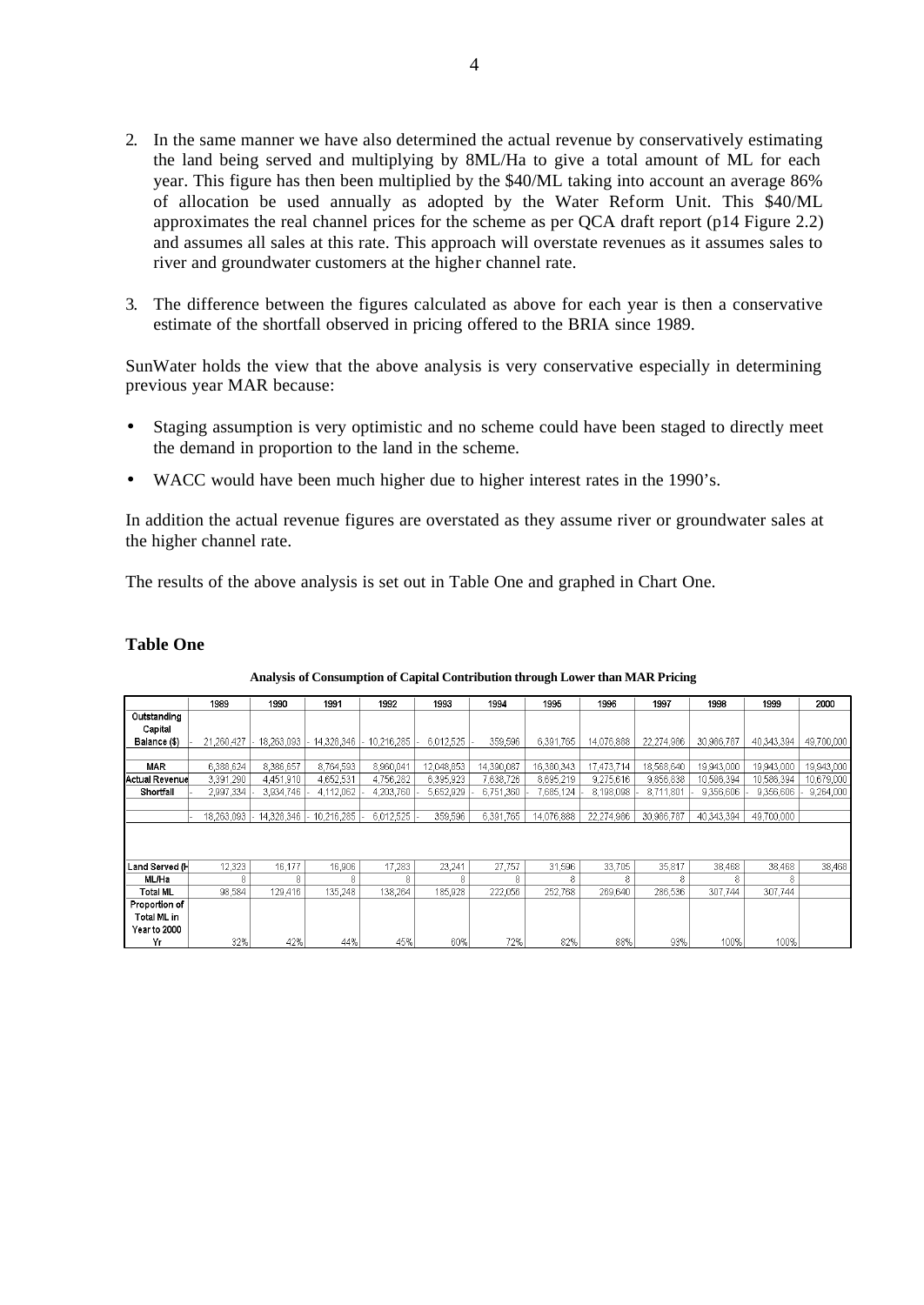2. In the same manner we have also determined the actual revenue by conservatively estimating the land being served and multiplying by 8ML/Ha to give a total amount of ML for each year. This figure has then been multiplied by the $40/ML taking into account an average 86% of allocation be used annually as adopted by the Water Reform Unit. This $40/ML approximates the real channel prices for the scheme as per QCA draft report (p14 Figure 2.2) and assumes all sales at this rate. This approach will overstate revenues as it assumes sales to river and groundwater customers at the higher channel rate.

3. The difference between the figures calculated as above for each year is then a conservative estimate of the shortfall observed in pricing offered to the BRIA since 1989.

SunWater holds the view that the above analysis is very conservative especially in determining previous year MAR because:

- Staging assumption is very optimistic and no scheme could have been staged to directly meet the demand in proportion to the land in the scheme.
- WACC would have been much higher due to higher interest rates in the 1990's.

In addition the actual revenue figures are overstated as they assume river or groundwater sales at the higher channel rate.

The results of the above analysis is set out in Table One and graphed in Chart One.

## Table One

**Analysis of Consumption of Capital Contribution through Lower than MAR Pricing**

| | 1989 | 1990 | 1991 | 1992 | 1993 | 1994 | 1995 | 1996 | 1997 | 1998 | 1999 | 2000 |
|---|---|---|---|---|---|---|---|---|---|---|---|---|
| Outstanding Capital Balance ($) | - 21,260,427 | - 18,263,093 | - 14,328,346 | - 10,216,285 | - 6,012,525 | - 359,596 | 6,391,765 | 14,076,888 | 22,274,986 | 30,986,787 | 40,343,394 | 49,700,000 |
| | | | | | | | | | | | | |
| MAR | 6,388,624 | 8,386,657 | 8,764,593 | 8,960,041 | 12,048,853 | 14,390,087 | 16,380,343 | 17,473,714 | 18,568,640 | 19,943,000 | 19,943,000 | 19,943,000 |
| Actual Revenue | 3,391,290 | 4,451,910 | 4,652,531 | 4,756,282 | 6,395,923 | 7,638,726 | 8,695,219 | 9,275,616 | 9,856,838 | 10,586,394 | 10,586,394 | 10,679,000 |
| Shortfall | - 2,997,334 | - 3,934,746 | - 4,112,062 | - 4,203,760 | - 5,652,929 | - 6,751,360 | - 7,685,124 | - 8,198,098 | - 8,711,801 | - 9,356,606 | - 9,356,606 | - 9,264,000 |
| | | | | | | | | | | | | |
| | - 18,263,093 | - 14,328,346 | - 10,216,285 | - 6,012,525 | - 359,596 | 6,391,765 | 14,076,888 | 22,274,986 | 30,986,787 | 40,343,394 | 49,700,000 | |
| | | | | | | | | | | | | |
| Land Served (H | 12,323 | 16,177 | 16,906 | 17,283 | 23,241 | 27,757 | 31,596 | 33,705 | 35,817 | 38,468 | 38,468 | 38,468 |
| ML/Ha | 8 | 8 | 8 | 8 | 8 | 8 | 8 | 8 | 8 | 8 | 8 | |
| Total ML | 98,584 | 129,416 | 135,248 | 138,264 | 185,928 | 222,056 | 252,768 | 269,640 | 286,536 | 307,744 | 307,744 | |
| Proportion of Total ML in Year to 2000 Yr | 32% | 42% | 44% | 45% | 60% | 72% | 82% | 88% | 93% | 100% | 100% | |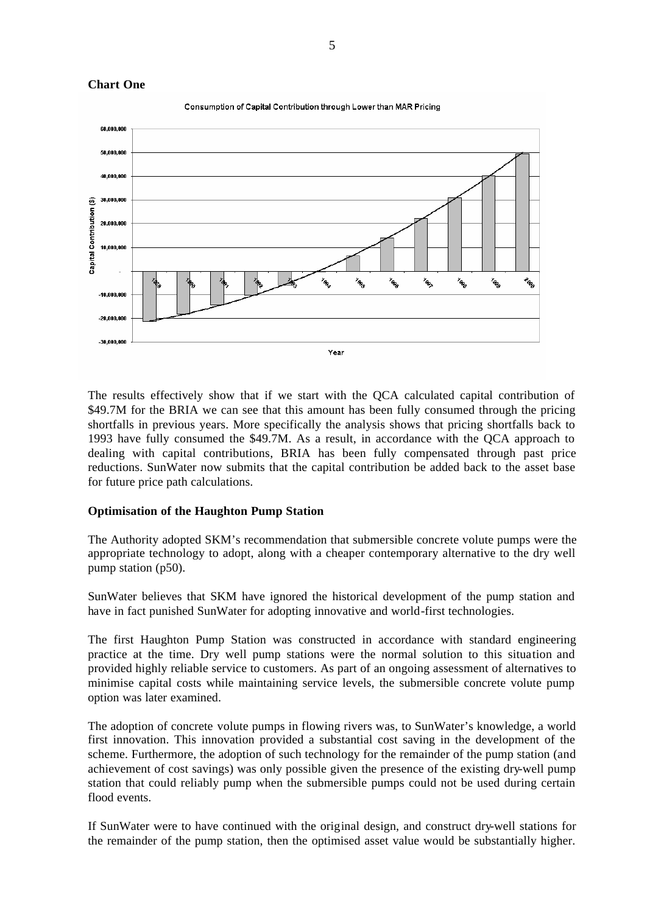**Chart One**

The results effectively show that if we start with the QCA calculated capital contribution of \$49.7M for the BRIA we can see that this amount has been fully consumed through the pricing shortfalls in previous years. More specifically the analysis shows that pricing shortfalls back to 1993 have fully consumed the \$49.7M. As a result, in accordance with the QCA approach to dealing with capital contributions, BRIA has been fully compensated through past price reductions. SunWater now submits that the capital contribution be added back to the asset base for future price path calculations.

**Optimisation of the Haughton Pump Station**

The Authority adopted SKM's recommendation that submersible concrete volute pumps were the appropriate technology to adopt, along with a cheaper contemporary alternative to the dry well pump station (p50).

SunWater believes that SKM have ignored the historical development of the pump station and have in fact punished SunWater for adopting innovative and world-first technologies.

The first Haughton Pump Station was constructed in accordance with standard engineering practice at the time. Dry well pump stations were the normal solution to this situation and provided highly reliable service to customers. As part of an ongoing assessment of alternatives to minimise capital costs while maintaining service levels, the submersible concrete volute pump option was later examined.

The adoption of concrete volute pumps in flowing rivers was, to SunWater's knowledge, a world first innovation. This innovation provided a substantial cost saving in the development of the scheme. Furthermore, the adoption of such technology for the remainder of the pump station (and achievement of cost savings) was only possible given the presence of the existing dry-well pump station that could reliably pump when the submersible pumps could not be used during certain flood events.

If SunWater were to have continued with the original design, and construct dry-well stations for the remainder of the pump station, then the optimised asset value would be substantially higher.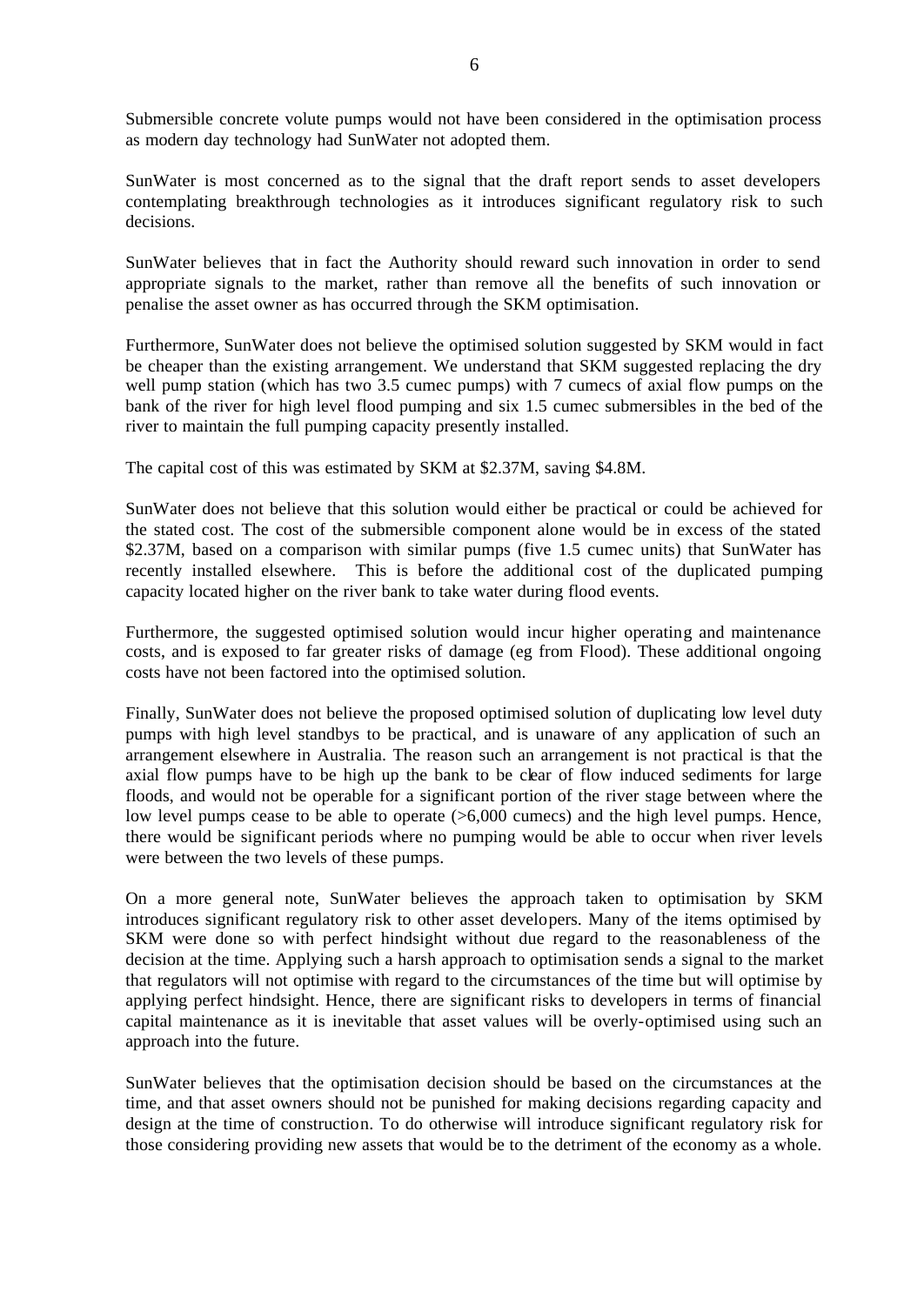Submersible concrete volute pumps would not have been considered in the optimisation process as modern day technology had SunWater not adopted them.

SunWater is most concerned as to the signal that the draft report sends to asset developers contemplating breakthrough technologies as it introduces significant regulatory risk to such decisions.

SunWater believes that in fact the Authority should reward such innovation in order to send appropriate signals to the market, rather than remove all the benefits of such innovation or penalise the asset owner as has occurred through the SKM optimisation.

Furthermore, SunWater does not believe the optimised solution suggested by SKM would in fact be cheaper than the existing arrangement. We understand that SKM suggested replacing the dry well pump station (which has two 3.5 cumec pumps) with 7 cumecs of axial flow pumps on the bank of the river for high level flood pumping and six 1.5 cumec submersibles in the bed of the river to maintain the full pumping capacity presently installed.

The capital cost of this was estimated by SKM at $2.37M, saving $4.8M.

SunWater does not believe that this solution would either be practical or could be achieved for the stated cost. The cost of the submersible component alone would be in excess of the stated $2.37M, based on a comparison with similar pumps (five 1.5 cumec units) that SunWater has recently installed elsewhere. This is before the additional cost of the duplicated pumping capacity located higher on the river bank to take water during flood events.

Furthermore, the suggested optimised solution would incur higher operating and maintenance costs, and is exposed to far greater risks of damage (eg from Flood). These additional ongoing costs have not been factored into the optimised solution.

Finally, SunWater does not believe the proposed optimised solution of duplicating low level duty pumps with high level standbys to be practical, and is unaware of any application of such an arrangement elsewhere in Australia. The reason such an arrangement is not practical is that the axial flow pumps have to be high up the bank to be clear of flow induced sediments for large floods, and would not be operable for a significant portion of the river stage between where the low level pumps cease to be able to operate (>6,000 cumecs) and the high level pumps. Hence, there would be significant periods where no pumping would be able to occur when river levels were between the two levels of these pumps.

On a more general note, SunWater believes the approach taken to optimisation by SKM introduces significant regulatory risk to other asset developers. Many of the items optimised by SKM were done so with perfect hindsight without due regard to the reasonableness of the decision at the time. Applying such a harsh approach to optimisation sends a signal to the market that regulators will not optimise with regard to the circumstances of the time but will optimise by applying perfect hindsight. Hence, there are significant risks to developers in terms of financial capital maintenance as it is inevitable that asset values will be overly-optimised using such an approach into the future.

SunWater believes that the optimisation decision should be based on the circumstances at the time, and that asset owners should not be punished for making decisions regarding capacity and design at the time of construction. To do otherwise will introduce significant regulatory risk for those considering providing new assets that would be to the detriment of the economy as a whole.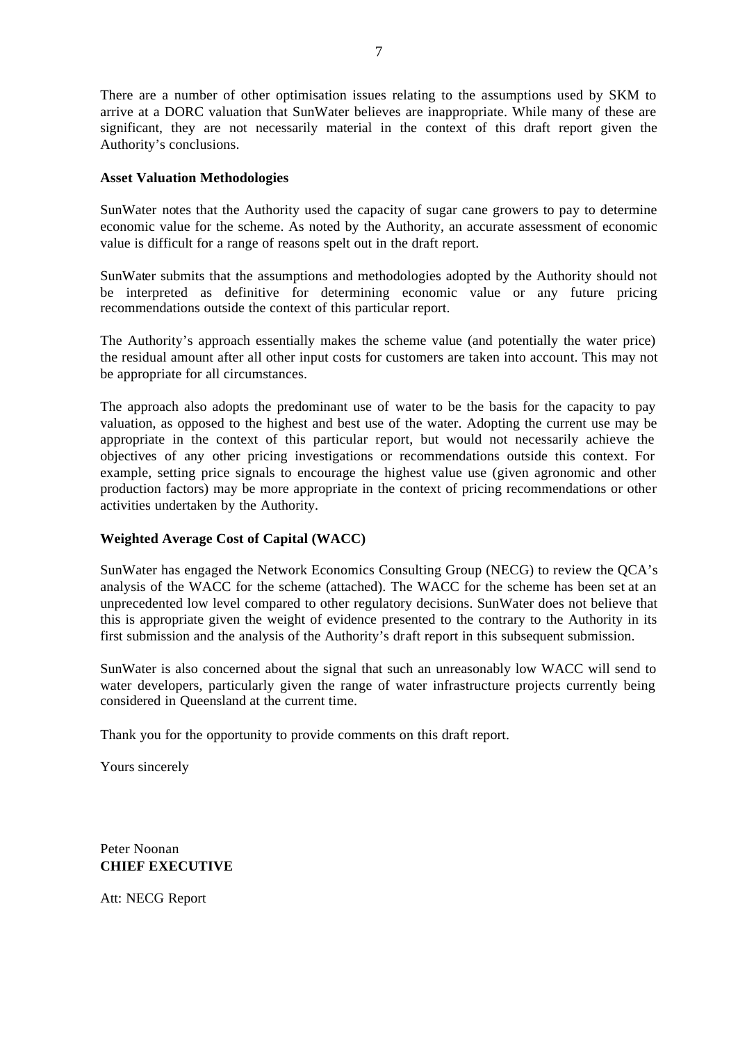There are a number of other optimisation issues relating to the assumptions used by SKM to arrive at a DORC valuation that SunWater believes are inappropriate. While many of these are significant, they are not necessarily material in the context of this draft report given the Authority's conclusions.

**Asset Valuation Methodologies**

SunWater notes that the Authority used the capacity of sugar cane growers to pay to determine economic value for the scheme. As noted by the Authority, an accurate assessment of economic value is difficult for a range of reasons spelt out in the draft report.

SunWater submits that the assumptions and methodologies adopted by the Authority should not be interpreted as definitive for determining economic value or any future pricing recommendations outside the context of this particular report.

The Authority's approach essentially makes the scheme value (and potentially the water price) the residual amount after all other input costs for customers are taken into account. This may not be appropriate for all circumstances.

The approach also adopts the predominant use of water to be the basis for the capacity to pay valuation, as opposed to the highest and best use of the water. Adopting the current use may be appropriate in the context of this particular report, but would not necessarily achieve the objectives of any other pricing investigations or recommendations outside this context. For example, setting price signals to encourage the highest value use (given agronomic and other production factors) may be more appropriate in the context of pricing recommendations or other activities undertaken by the Authority.

**Weighted Average Cost of Capital (WACC)**

SunWater has engaged the Network Economics Consulting Group (NECG) to review the QCA's analysis of the WACC for the scheme (attached). The WACC for the scheme has been set at an unprecedented low level compared to other regulatory decisions. SunWater does not believe that this is appropriate given the weight of evidence presented to the contrary to the Authority in its first submission and the analysis of the Authority's draft report in this subsequent submission.

SunWater is also concerned about the signal that such an unreasonably low WACC will send to water developers, particularly given the range of water infrastructure projects currently being considered in Queensland at the current time.

Thank you for the opportunity to provide comments on this draft report.

Yours sincerely

Peter Noonan
**CHIEF EXECUTIVE**

Att: NECG Report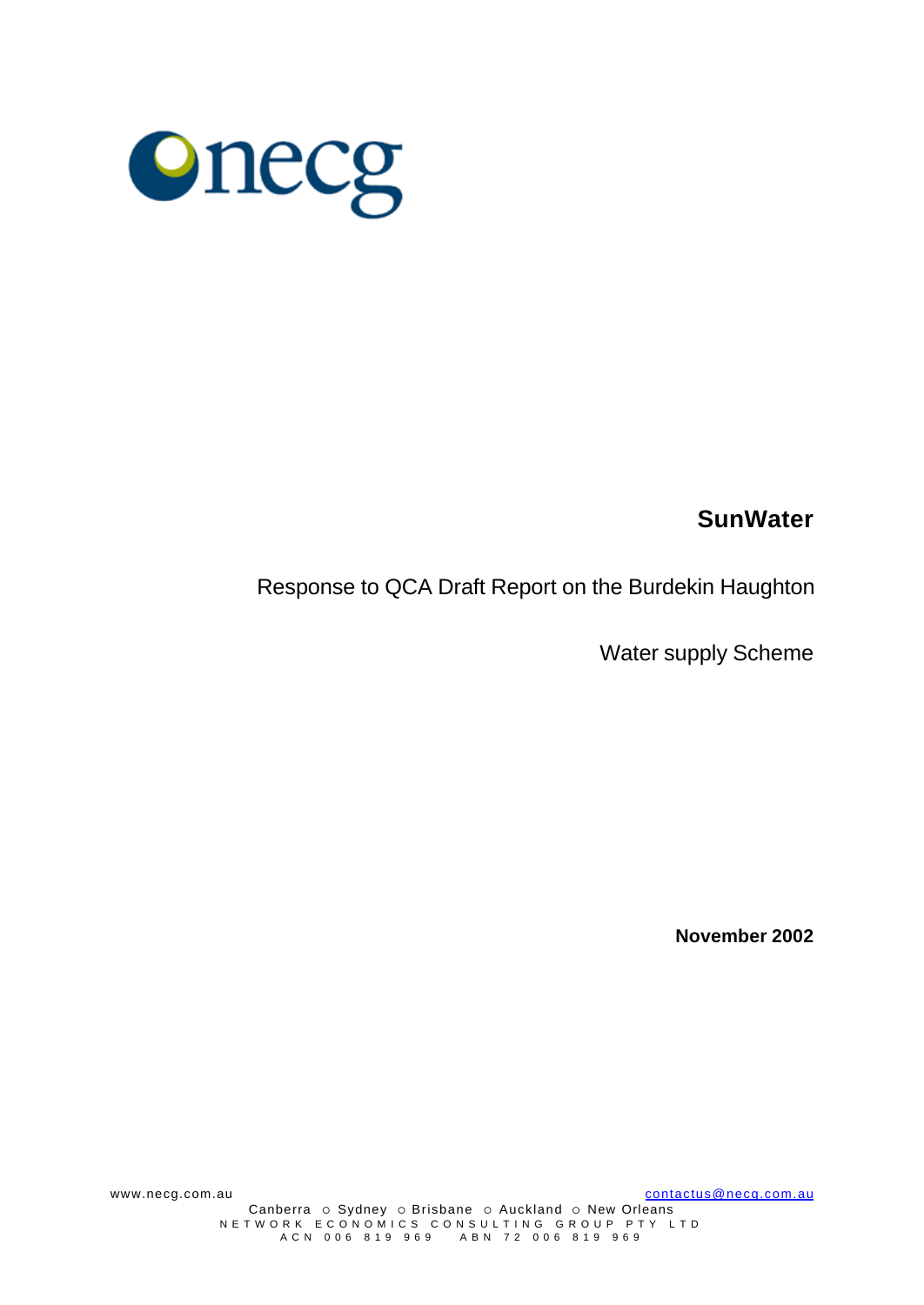# SunWater

Response to QCA Draft Report on the Burdekin Haughton

Water supply Scheme

**November 2002**

www.necg.com.au contactus@necg.com.au

Canberra ○ Sydney ○ Brisbane ○ Auckland ○ New Orleans

NETWORK ECONOMICS CONSULTING GROUP PTY LTD

ACN 006 819 969 ABN 72 006 819 969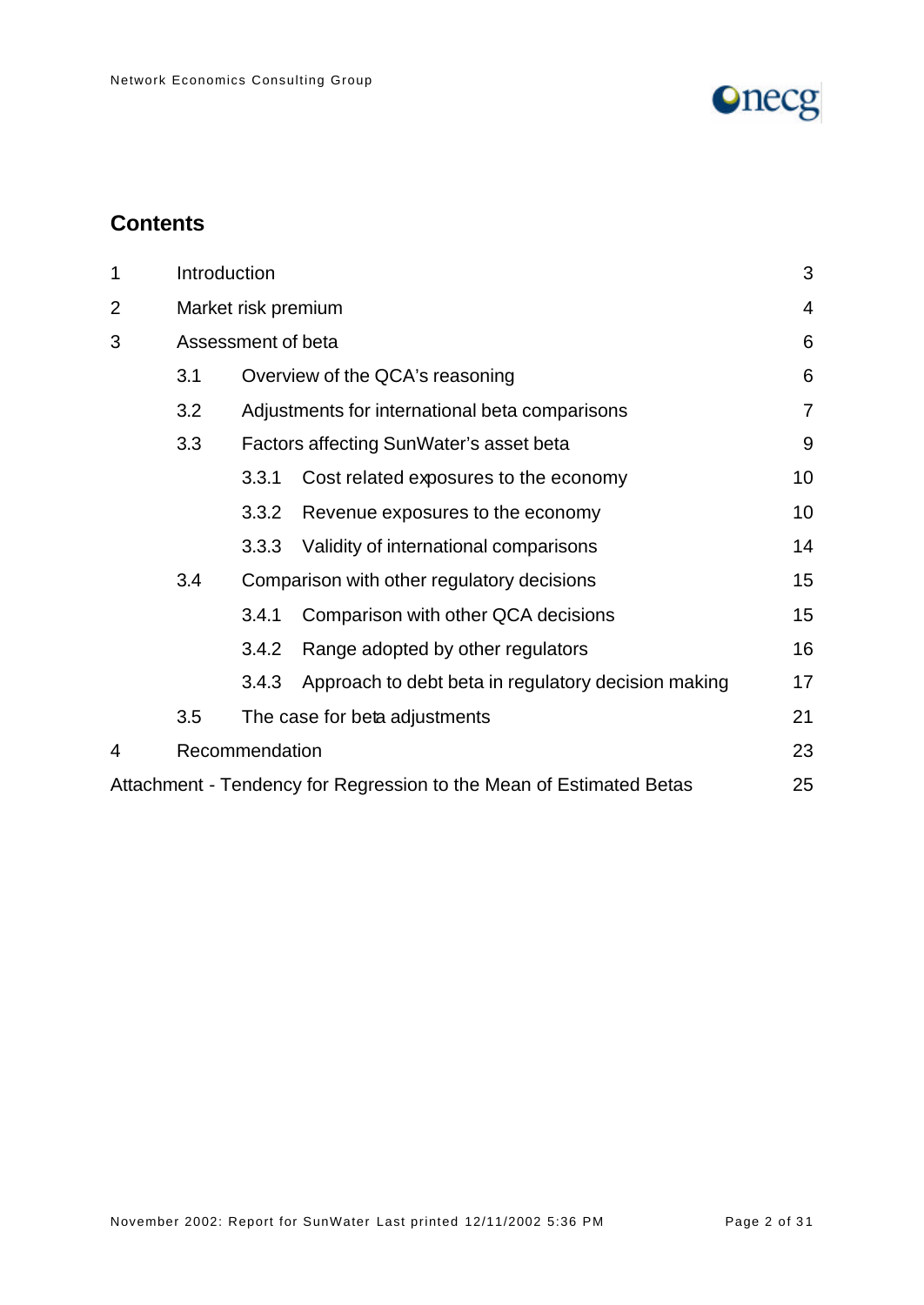## Contents

| | | | |
|---|---|---|---|
| 1 | Introduction | | 3 |
| 2 | Market risk premium | | 4 |
| 3 | Assessment of beta | | 6 |
| | 3.1 | Overview of the QCA's reasoning | 6 |
| | 3.2 | Adjustments for international beta comparisons | 7 |
| | 3.3 | Factors affecting SunWater's asset beta | 9 |
| | | 3.3.1 Cost related exposures to the economy | 10 |
| | | 3.3.2 Revenue exposures to the economy | 10 |
| | | 3.3.3 Validity of international comparisons | 14 |
| | 3.4 | Comparison with other regulatory decisions | 15 |
| | | 3.4.1 Comparison with other QCA decisions | 15 |
| | | 3.4.2 Range adopted by other regulators | 16 |
| | | 3.4.3 Approach to debt beta in regulatory decision making | 17 |
| | 3.5 | The case for beta adjustments | 21 |
| 4 | Recommendation | | 23 |
| Attachment - Tendency for Regression to the Mean of Estimated Betas | | | 25 |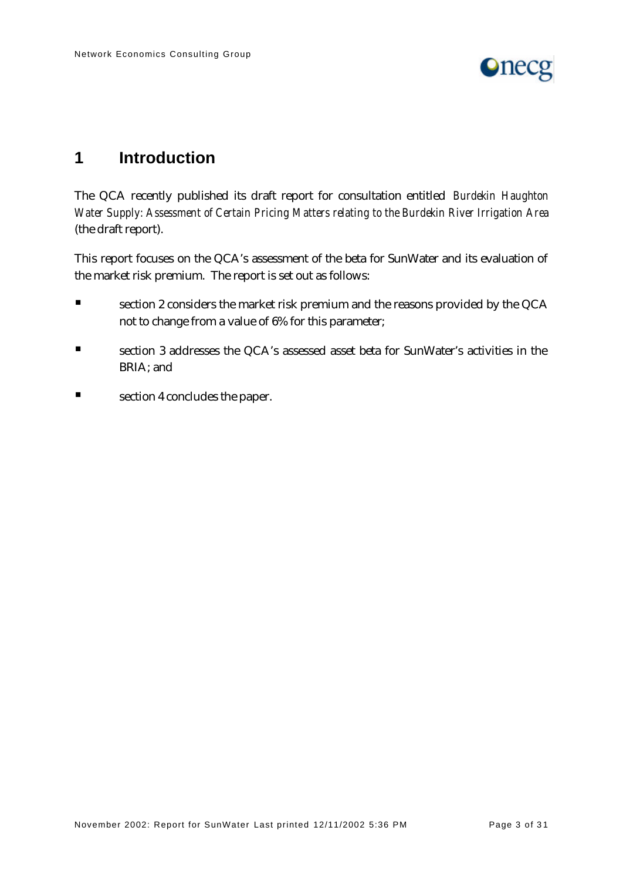# 1 Introduction

The QCA recently published its draft report for consultation entitled *Burdekin Haughton Water Supply: Assessment of Certain Pricing Matters relating to the Burdekin River Irrigation Area* (the draft report).

This report focuses on the QCA's assessment of the beta for SunWater and its evaluation of the market risk premium. The report is set out as follows:

- section 2 considers the market risk premium and the reasons provided by the QCA not to change from a value of 6% for this parameter;
- section 3 addresses the QCA's assessed asset beta for SunWater's activities in the BRIA; and
- section 4 concludes the paper.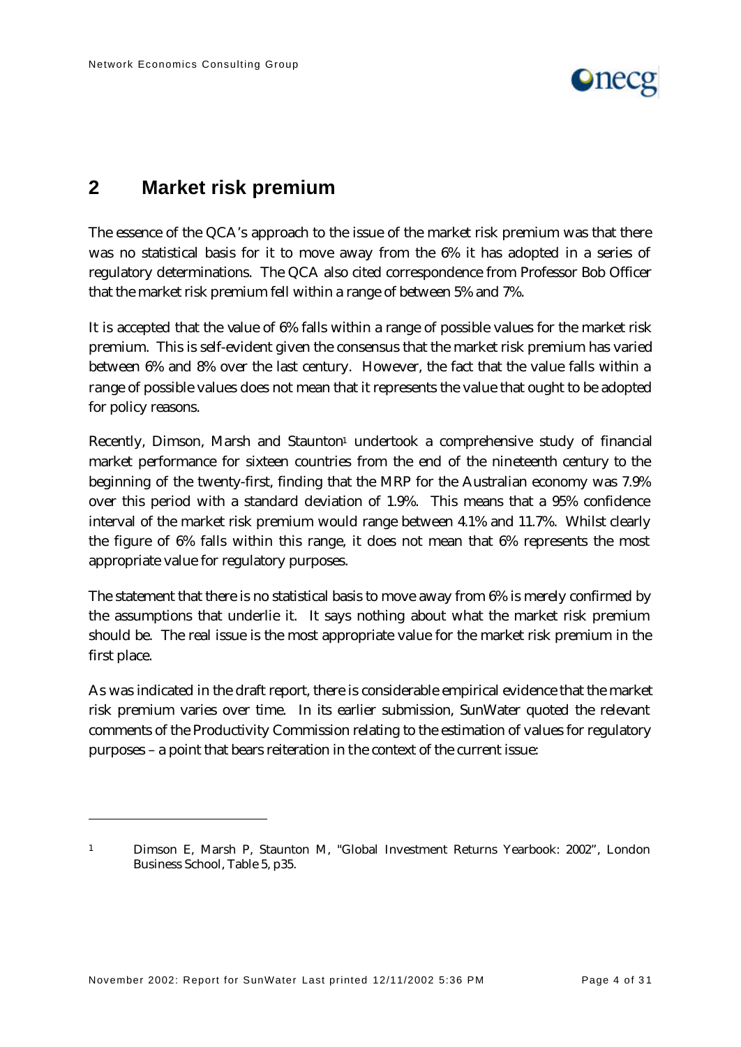## 2 Market risk premium

The essence of the QCA's approach to the issue of the market risk premium was that there was no statistical basis for it to move away from the 6% it has adopted in a series of regulatory determinations. The QCA also cited correspondence from Professor Bob Officer that the market risk premium fell within a range of between 5% and 7%.

It is accepted that the value of 6% falls within a range of possible values for the market risk premium. This is self-evident given the consensus that the market risk premium has varied between 6% and 8% over the last century. However, the fact that the value falls within a range of possible values does not mean that it represents the value that ought to be adopted for policy reasons.

Recently, Dimson, Marsh and Staunton[1] undertook a comprehensive study of financial market performance for sixteen countries from the end of the nineteenth century to the beginning of the twenty-first, finding that the MRP for the Australian economy was 7.9% over this period with a standard deviation of 1.9%. This means that a 95% confidence interval of the market risk premium would range between 4.1% and 11.7%. Whilst clearly the figure of 6% falls within this range, it does not mean that 6% represents the most appropriate value for regulatory purposes.

The statement that there is no statistical basis to move away from 6% is merely confirmed by the assumptions that underlie it. It says nothing about what the market risk premium should be. The real issue is the most appropriate value for the market risk premium in the first place.

As was indicated in the draft report, there is considerable empirical evidence that the market risk premium varies over time. In its earlier submission, SunWater quoted the relevant comments of the Productivity Commission relating to the estimation of values for regulatory purposes – a point that bears reiteration in the context of the current issue:

---

[1] Dimson E, Marsh P, Staunton M, "Global Investment Returns Yearbook: 2002", London Business School, Table 5, p35.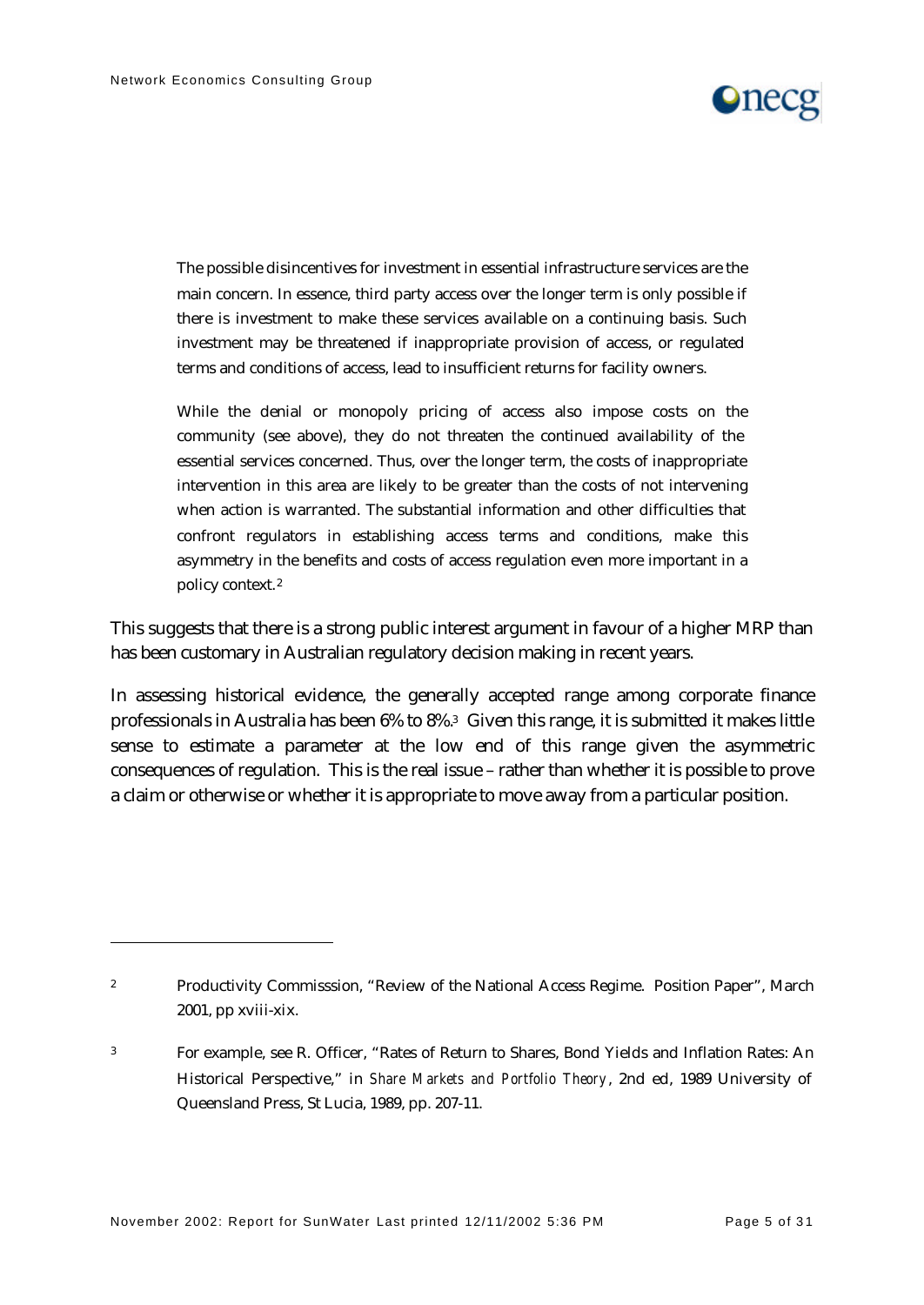> The possible disincentives for investment in essential infrastructure services are the main concern. In essence, third party access over the longer term is only possible if there is investment to make these services available on a continuing basis. Such investment may be threatened if inappropriate provision of access, or regulated terms and conditions of access, lead to insufficient returns for facility owners.
>
> While the denial or monopoly pricing of access also impose costs on the community (see above), they do not threaten the continued availability of the essential services concerned. Thus, over the longer term, the costs of inappropriate intervention in this area are likely to be greater than the costs of not intervening when action is warranted. The substantial information and other difficulties that confront regulators in establishing access terms and conditions, make this asymmetry in the benefits and costs of access regulation even more important in a policy context.[2]

This suggests that there is a strong public interest argument in favour of a higher MRP than has been customary in Australian regulatory decision making in recent years.

In assessing historical evidence, the generally accepted range among corporate finance professionals in Australia has been 6% to 8%.[3] Given this range, it is submitted it makes little sense to estimate a parameter at the low end of this range given the asymmetric consequences of regulation. This is the real issue – rather than whether it is possible to prove a claim or otherwise or whether it is appropriate to move away from a particular position.

---

[2] Productivity Commisssion, "Review of the National Access Regime. Position Paper", March 2001, pp xviii-xix.

[3] For example, see R. Officer, "Rates of Return to Shares, Bond Yields and Inflation Rates: An Historical Perspective," in *Share Markets and Portfolio Theory*, 2nd ed, 1989 University of Queensland Press, St Lucia, 1989, pp. 207-11.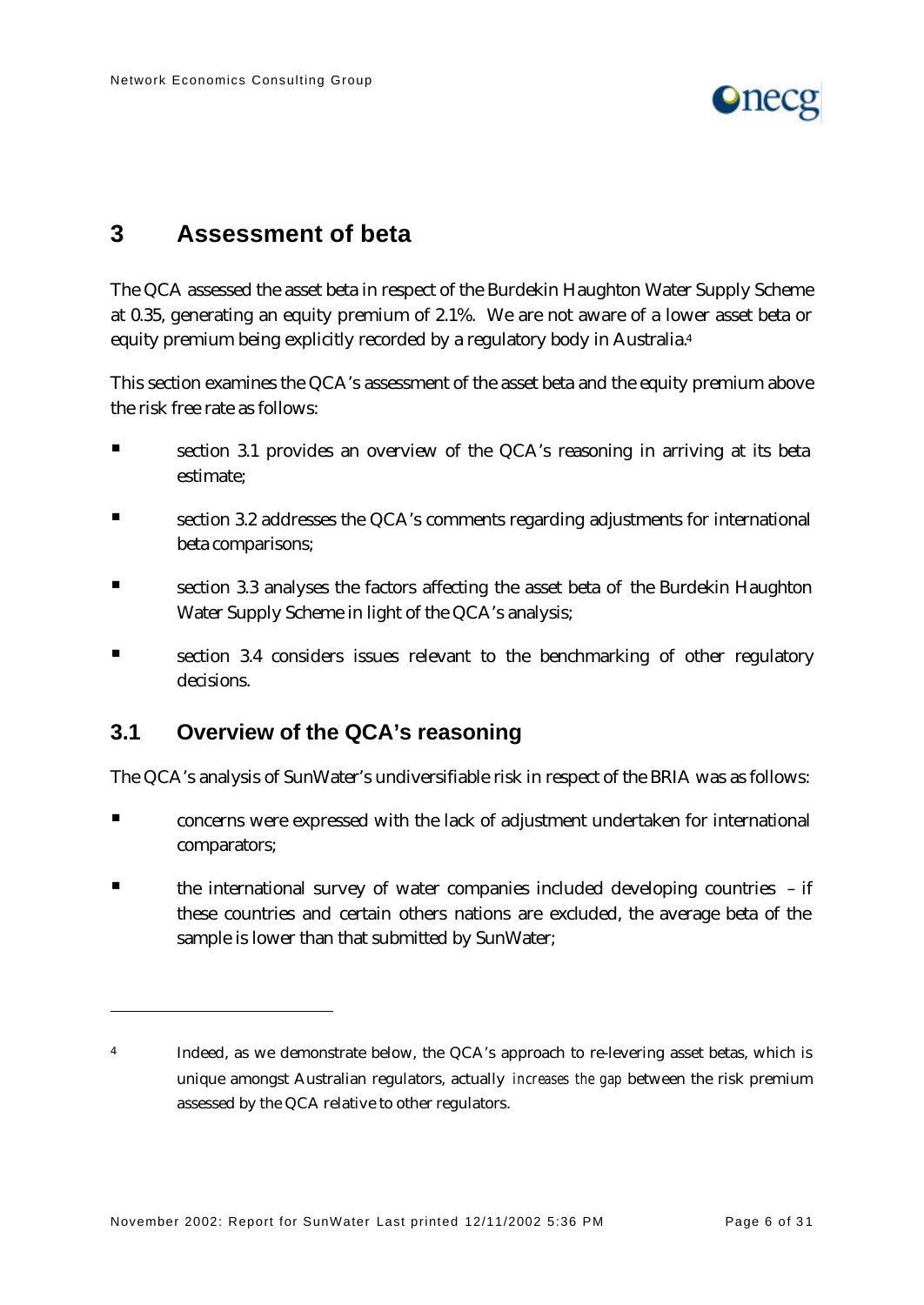# 3 Assessment of beta

The QCA assessed the asset beta in respect of the Burdekin Haughton Water Supply Scheme at 0.35, generating an equity premium of 2.1%. We are not aware of a lower asset beta or equity premium being explicitly recorded by a regulatory body in Australia.[4]

This section examines the QCA's assessment of the asset beta and the equity premium above the risk free rate as follows:

- section 3.1 provides an overview of the QCA's reasoning in arriving at its beta estimate;
- section 3.2 addresses the QCA's comments regarding adjustments for international beta comparisons;
- section 3.3 analyses the factors affecting the asset beta of the Burdekin Haughton Water Supply Scheme in light of the QCA's analysis;
- section 3.4 considers issues relevant to the benchmarking of other regulatory decisions.

## 3.1 Overview of the QCA's reasoning

The QCA's analysis of SunWater's undiversifiable risk in respect of the BRIA was as follows:

- concerns were expressed with the lack of adjustment undertaken for international comparators;
- the international survey of water companies included developing countries – if these countries and certain others nations are excluded, the average beta of the sample is lower than that submitted by SunWater;

---

[4] Indeed, as we demonstrate below, the QCA's approach to re-levering asset betas, which is unique amongst Australian regulators, actually *increases the gap* between the risk premium assessed by the QCA relative to other regulators.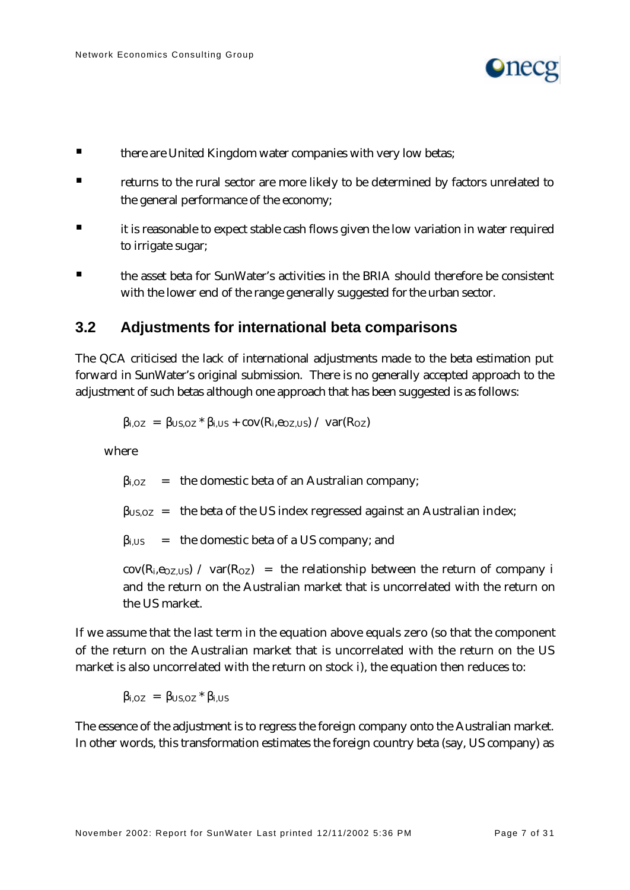- there are United Kingdom water companies with very low betas;
- returns to the rural sector are more likely to be determined by factors unrelated to the general performance of the economy;
- it is reasonable to expect stable cash flows given the low variation in water required to irrigate sugar;
- the asset beta for SunWater's activities in the BRIA should therefore be consistent with the lower end of the range generally suggested for the urban sector.

## 3.2 Adjustments for international beta comparisons

The QCA criticised the lack of international adjustments made to the beta estimation put forward in SunWater's original submission. There is no generally accepted approach to the adjustment of such betas although one approach that has been suggested is as follows:

$$\beta_{i,OZ} = \beta_{US,OZ} * \beta_{i,US} + cov(R_i, e_{OZ,US}) / var(R_{OZ})$$

where

$\beta_{i,OZ}$ = the domestic beta of an Australian company;

$\beta_{US,OZ}$ = the beta of the US index regressed against an Australian index;

$\beta_{i,US}$ = the domestic beta of a US company; and

$cov(R_i, e_{OZ,US}) / var(R_{OZ})$ = the relationship between the return of company i and the return on the Australian market that is uncorrelated with the return on the US market.

If we assume that the last term in the equation above equals zero (so that the component of the return on the Australian market that is uncorrelated with the return on the US market is also uncorrelated with the return on stock i), the equation then reduces to:

$$\beta_{i,OZ} = \beta_{US,OZ} * \beta_{i,US}$$

The essence of the adjustment is to regress the foreign company onto the Australian market. In other words, this transformation estimates the foreign country beta (say, US company) as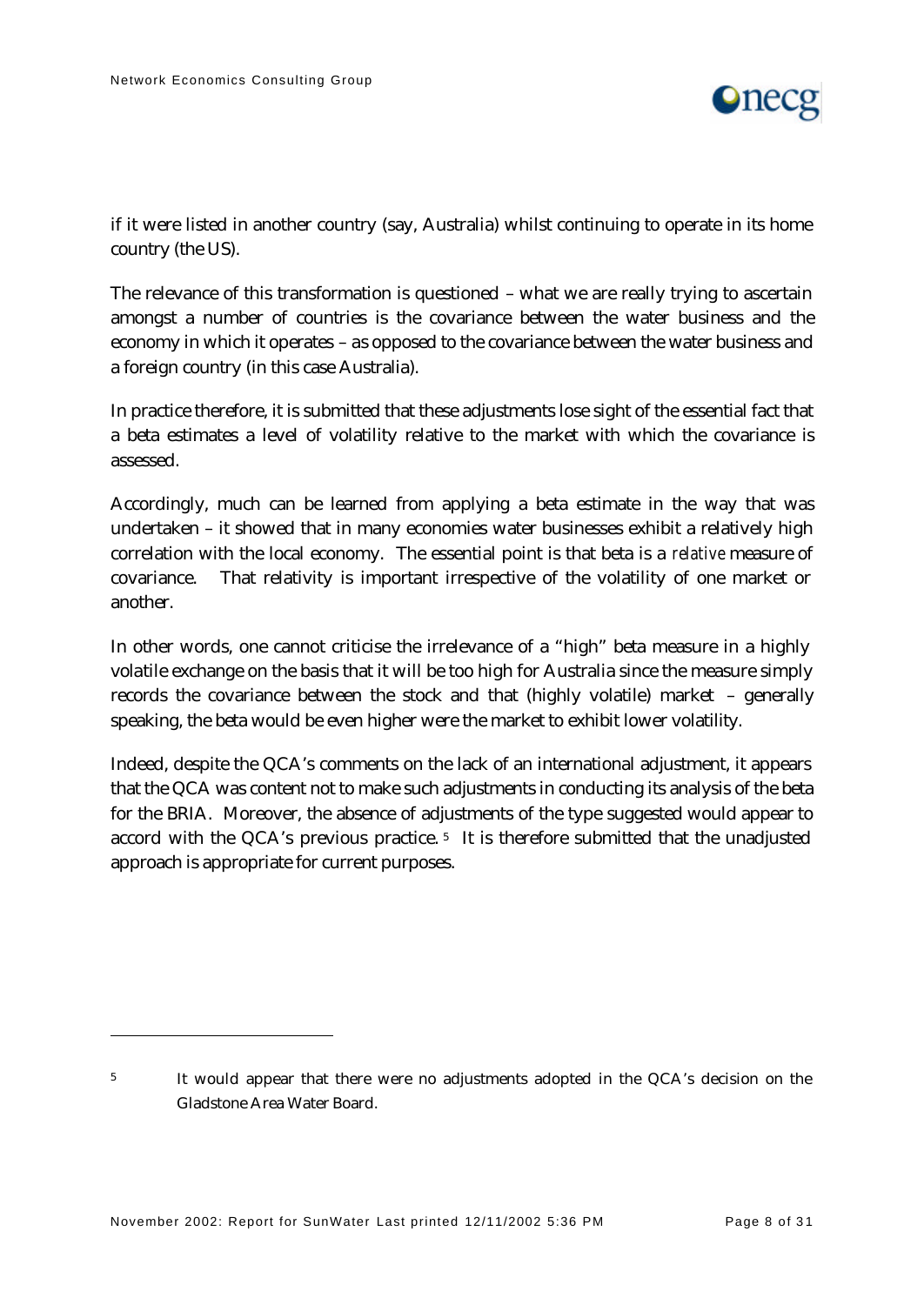if it were listed in another country (say, Australia) whilst continuing to operate in its home country (the US).

The relevance of this transformation is questioned – what we are really trying to ascertain amongst a number of countries is the covariance between the water business and the economy in which it operates – as opposed to the covariance between the water business and a foreign country (in this case Australia).

In practice therefore, it is submitted that these adjustments lose sight of the essential fact that a beta estimates a level of volatility relative to the market with which the covariance is assessed.

Accordingly, much can be learned from applying a beta estimate in the way that was undertaken – it showed that in many economies water businesses exhibit a relatively high correlation with the local economy. The essential point is that beta is a *relative* measure of covariance. That relativity is important irrespective of the volatility of one market or another.

In other words, one cannot criticise the irrelevance of a "high" beta measure in a highly volatile exchange on the basis that it will be too high for Australia since the measure simply records the covariance between the stock and that (highly volatile) market – generally speaking, the beta would be even higher were the market to exhibit lower volatility.

Indeed, despite the QCA's comments on the lack of an international adjustment, it appears that the QCA was content not to make such adjustments in conducting its analysis of the beta for the BRIA. Moreover, the absence of adjustments of the type suggested would appear to accord with the QCA's previous practice.[5] It is therefore submitted that the unadjusted approach is appropriate for current purposes.

---

[5] It would appear that there were no adjustments adopted in the QCA's decision on the Gladstone Area Water Board.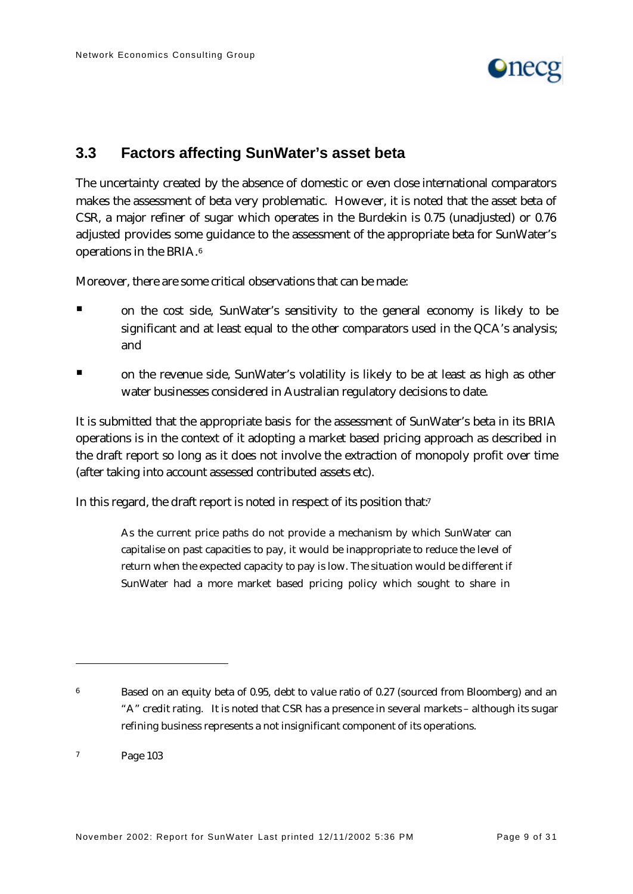## 3.3 Factors affecting SunWater's asset beta

The uncertainty created by the absence of domestic or even close international comparators makes the assessment of beta very problematic. However, it is noted that the asset beta of CSR, a major refiner of sugar which operates in the Burdekin is 0.75 (unadjusted) or 0.76 adjusted provides some guidance to the assessment of the appropriate beta for SunWater's operations in the BRIA.[6]

Moreover, there are some critical observations that can be made:

- on the cost side, SunWater's sensitivity to the general economy is likely to be significant and at least equal to the other comparators used in the QCA's analysis; and
- on the revenue side, SunWater's volatility is likely to be at least as high as other water businesses considered in Australian regulatory decisions to date.

It is submitted that the appropriate basis for the assessment of SunWater's beta in its BRIA operations is in the context of it adopting a market based pricing approach as described in the draft report so long as it does not involve the extraction of monopoly profit over time (after taking into account assessed contributed assets etc).

In this regard, the draft report is noted in respect of its position that:[7]

> As the current price paths do not provide a mechanism by which SunWater can capitalise on past capacities to pay, it would be inappropriate to reduce the level of return when the expected capacity to pay is low. The situation would be different if SunWater had a more market based pricing policy which sought to share in

---

[6] Based on an equity beta of 0.95, debt to value ratio of 0.27 (sourced from Bloomberg) and an "A" credit rating. It is noted that CSR has a presence in several markets – although its sugar refining business represents a not insignificant component of its operations.

[7] Page 103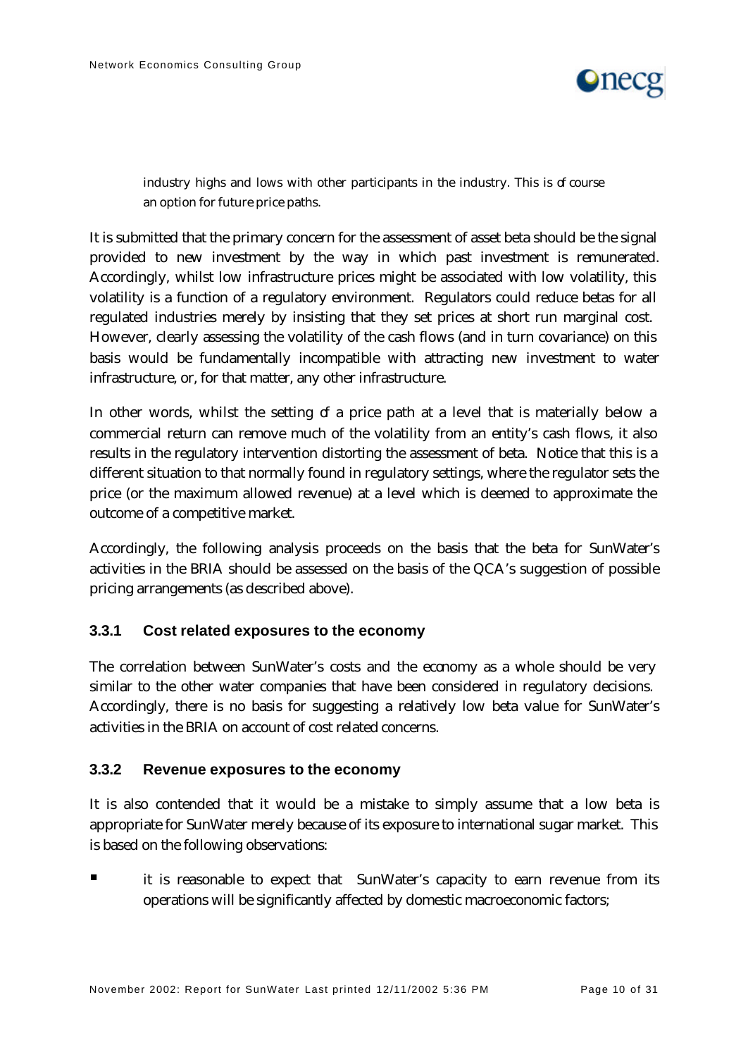industry highs and lows with other participants in the industry. This is of course an option for future price paths.

It is submitted that the primary concern for the assessment of asset beta should be the signal provided to new investment by the way in which past investment is remunerated. Accordingly, whilst low infrastructure prices might be associated with low volatility, this volatility is a function of a regulatory environment. Regulators could reduce betas for all regulated industries merely by insisting that they set prices at short run marginal cost. However, clearly assessing the volatility of the cash flows (and in turn covariance) on this basis would be fundamentally incompatible with attracting new investment to water infrastructure, or, for that matter, any other infrastructure.

In other words, whilst the setting of a price path at a level that is materially below a commercial return can remove much of the volatility from an entity's cash flows, it also results in the regulatory intervention distorting the assessment of beta. Notice that this is a different situation to that normally found in regulatory settings, where the regulator sets the price (or the maximum allowed revenue) at a level which is deemed to approximate the outcome of a competitive market.

Accordingly, the following analysis proceeds on the basis that the beta for SunWater's activities in the BRIA should be assessed on the basis of the QCA's suggestion of possible pricing arrangements (as described above).

### 3.3.1 Cost related exposures to the economy

The correlation between SunWater's costs and the economy as a whole should be very similar to the other water companies that have been considered in regulatory decisions. Accordingly, there is no basis for suggesting a relatively low beta value for SunWater's activities in the BRIA on account of cost related concerns.

### 3.3.2 Revenue exposures to the economy

It is also contended that it would be a mistake to simply assume that a low beta is appropriate for SunWater merely because of its exposure to international sugar market. This is based on the following observations:

- it is reasonable to expect that SunWater's capacity to earn revenue from its operations will be significantly affected by domestic macroeconomic factors;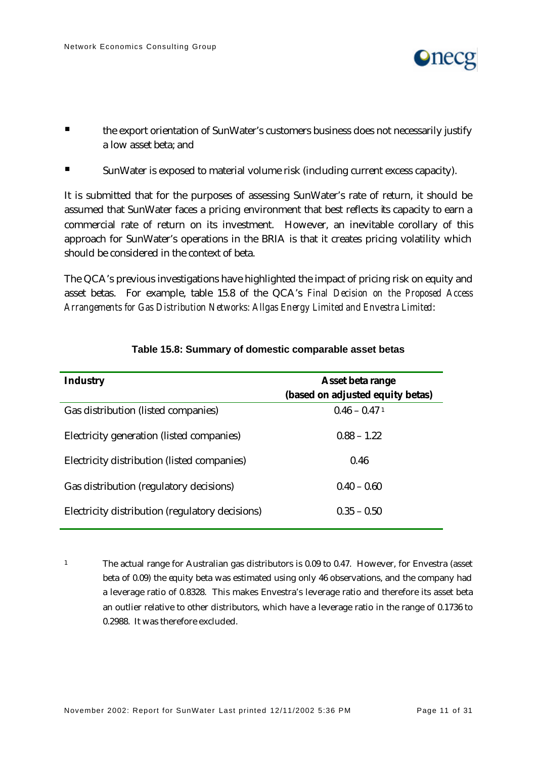- the export orientation of SunWater's customers business does not necessarily justify a low asset beta; and
- SunWater is exposed to material volume risk (including current excess capacity).

It is submitted that for the purposes of assessing SunWater's rate of return, it should be assumed that SunWater faces a pricing environment that best reflects its capacity to earn a commercial rate of return on its investment. However, an inevitable corollary of this approach for SunWater's operations in the BRIA is that it creates pricing volatility which should be considered in the context of beta.

The QCA's previous investigations have highlighted the impact of pricing risk on equity and asset betas. For example, table 15.8 of the QCA's *Final Decision on the Proposed Access Arrangements for Gas Distribution Networks: Allgas Energy Limited and Envestra Limited*:

**Table 15.8: Summary of domestic comparable asset betas**

| Industry | Asset beta range (based on adjusted equity betas) |
| --- | --- |
| Gas distribution (listed companies) | 0.46 – 0.47 [1] |
| Electricity generation (listed companies) | 0.88 – 1.22 |
| Electricity distribution (listed companies) | 0.46 |
| Gas distribution (regulatory decisions) | 0.40 – 0.60 |
| Electricity distribution (regulatory decisions) | 0.35 – 0.50 |

[1] The actual range for Australian gas distributors is 0.09 to 0.47. However, for Envestra (asset beta of 0.09) the equity beta was estimated using only 46 observations, and the company had a leverage ratio of 0.8328. This makes Envestra's leverage ratio and therefore its asset beta an outlier relative to other distributors, which have a leverage ratio in the range of 0.1736 to 0.2988. It was therefore excluded.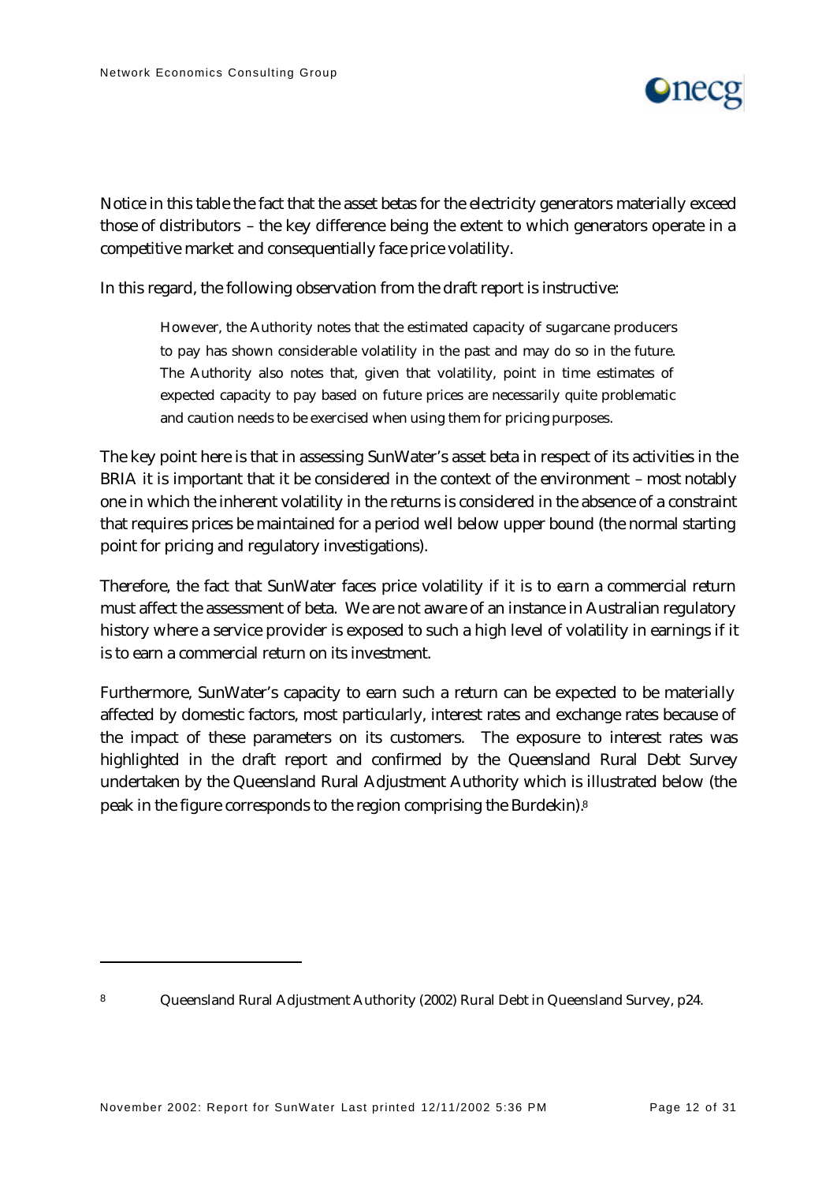Notice in this table the fact that the asset betas for the electricity generators materially exceed those of distributors – the key difference being the extent to which generators operate in a competitive market and consequentially face price volatility.

In this regard, the following observation from the draft report is instructive:

> However, the Authority notes that the estimated capacity of sugarcane producers to pay has shown considerable volatility in the past and may do so in the future. The Authority also notes that, given that volatility, point in time estimates of expected capacity to pay based on future prices are necessarily quite problematic and caution needs to be exercised when using them for pricing purposes.

The key point here is that in assessing SunWater's asset beta in respect of its activities in the BRIA it is important that it be considered in the context of the environment – most notably one in which the inherent volatility in the returns is considered in the absence of a constraint that requires prices be maintained for a period well below upper bound (the normal starting point for pricing and regulatory investigations).

Therefore, the fact that SunWater faces price volatility if it is to earn a commercial return must affect the assessment of beta. We are not aware of an instance in Australian regulatory history where a service provider is exposed to such a high level of volatility in earnings if it is to earn a commercial return on its investment.

Furthermore, SunWater's capacity to earn such a return can be expected to be materially affected by domestic factors, most particularly, interest rates and exchange rates because of the impact of these parameters on its customers. The exposure to interest rates was highlighted in the draft report and confirmed by the Queensland Rural Debt Survey undertaken by the Queensland Rural Adjustment Authority which is illustrated below (the peak in the figure corresponds to the region comprising the Burdekin).[8]

---

[8] Queensland Rural Adjustment Authority (2002) Rural Debt in Queensland Survey, p24.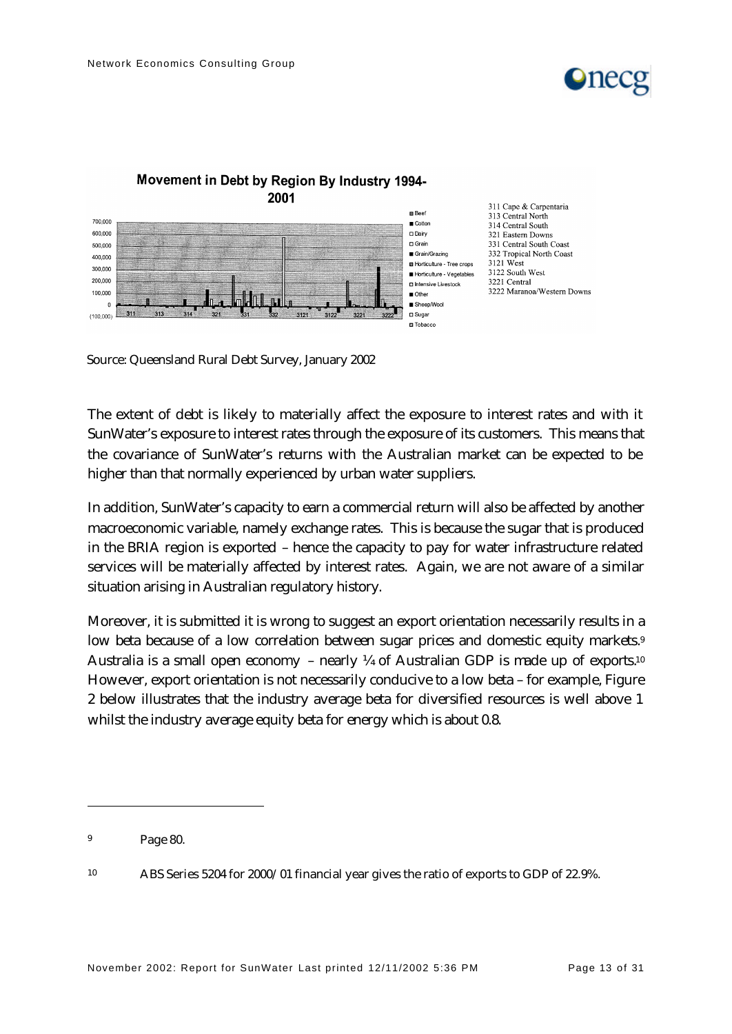**Movement in Debt by Region By Industry 1994-2001**

Source: Queensland Rural Debt Survey, January 2002

The extent of debt is likely to materially affect the exposure to interest rates and with it SunWater's exposure to interest rates through the exposure of its customers. This means that the covariance of SunWater's returns with the Australian market can be expected to be higher than that normally experienced by urban water suppliers.

In addition, SunWater's capacity to earn a commercial return will also be affected by another macroeconomic variable, namely exchange rates. This is because the sugar that is produced in the BRIA region is exported – hence the capacity to pay for water infrastructure related services will be materially affected by interest rates. Again, we are not aware of a similar situation arising in Australian regulatory history.

Moreover, it is submitted it is wrong to suggest an export orientation necessarily results in a low beta because of a low correlation between sugar prices and domestic equity markets.[9] Australia is a small open economy – nearly ¼ of Australian GDP is made up of exports.[10] However, export orientation is not necessarily conducive to a low beta – for example, Figure 2 below illustrates that the industry average beta for diversified resources is well above 1 whilst the industry average equity beta for energy which is about 0.8.

---

[9] Page 80.

[10] ABS Series 5204 for 2000/01 financial year gives the ratio of exports to GDP of 22.9%.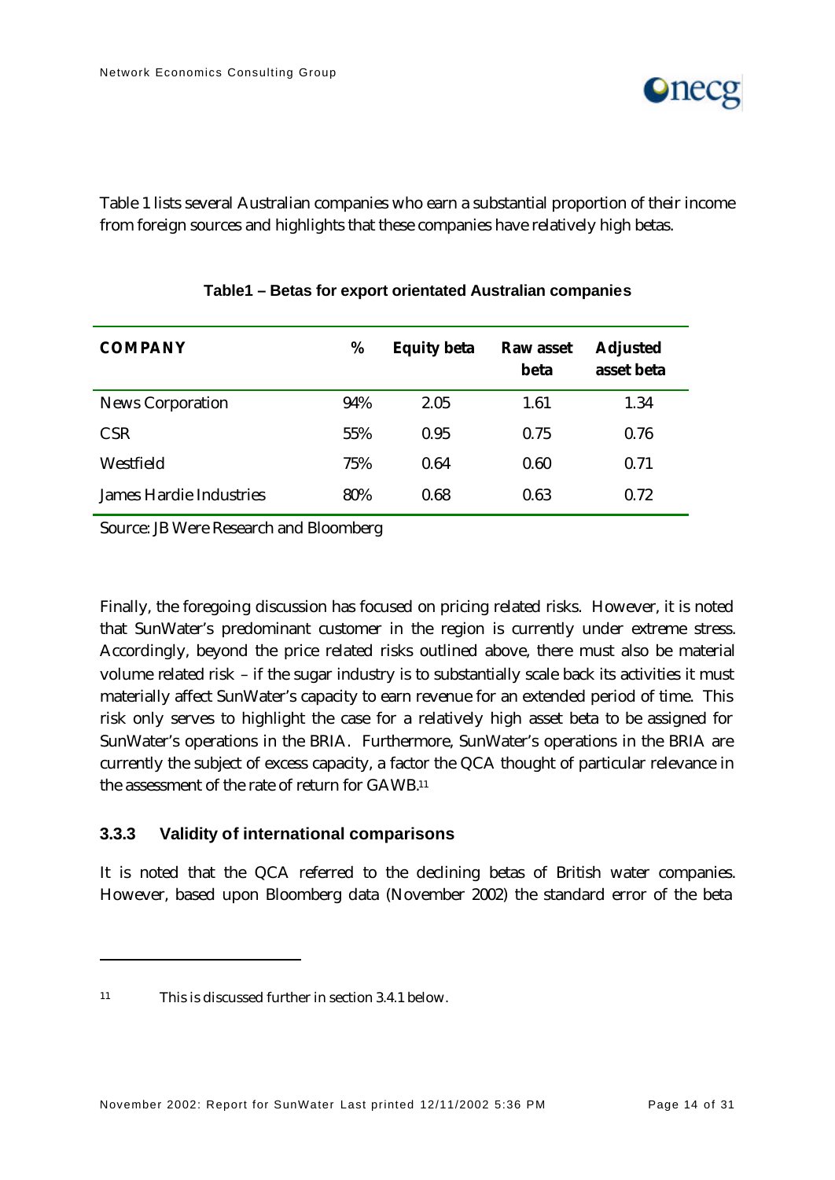Table 1 lists several Australian companies who earn a substantial proportion of their income from foreign sources and highlights that these companies have relatively high betas.

**Table1 – Betas for export orientated Australian companies**

| COMPANY | % | Equity beta | Raw asset beta | Adjusted asset beta |
|---|---|---|---|---|
| News Corporation | 94% | 2.05 | 1.61 | 1.34 |
| CSR | 55% | 0.95 | 0.75 | 0.76 |
| Westfield | 75% | 0.64 | 0.60 | 0.71 |
| James Hardie Industries | 80% | 0.68 | 0.63 | 0.72 |

Source: JB Were Research and Bloomberg

Finally, the foregoing discussion has focused on pricing related risks. However, it is noted that SunWater's predominant customer in the region is currently under extreme stress. Accordingly, beyond the price related risks outlined above, there must also be material volume related risk – if the sugar industry is to substantially scale back its activities it must materially affect SunWater's capacity to earn revenue for an extended period of time. This risk only serves to highlight the case for a relatively high asset beta to be assigned for SunWater's operations in the BRIA. Furthermore, SunWater's operations in the BRIA are currently the subject of excess capacity, a factor the QCA thought of particular relevance in the assessment of the rate of return for GAWB.[11]

### 3.3.3 Validity of international comparisons

It is noted that the QCA referred to the declining betas of British water companies. However, based upon Bloomberg data (November 2002) the standard error of the beta

---

[11] This is discussed further in section 3.4.1 below.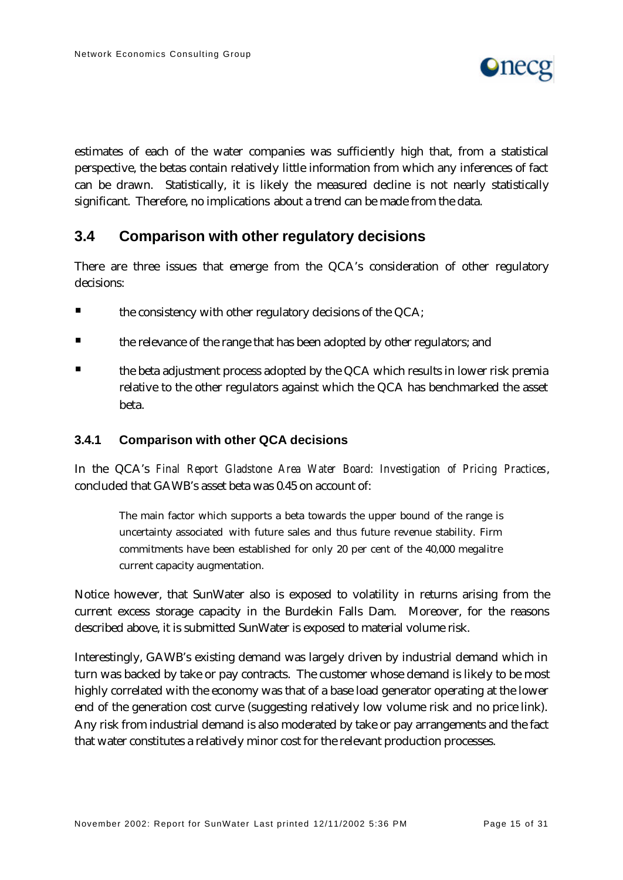estimates of each of the water companies was sufficiently high that, from a statistical perspective, the betas contain relatively little information from which any inferences of fact can be drawn. Statistically, it is likely the measured decline is not nearly statistically significant. Therefore, no implications about a trend can be made from the data.

## 3.4 Comparison with other regulatory decisions

There are three issues that emerge from the QCA's consideration of other regulatory decisions:

- the consistency with other regulatory decisions of the QCA;
- the relevance of the range that has been adopted by other regulators; and
- the beta adjustment process adopted by the QCA which results in lower risk premia relative to the other regulators against which the QCA has benchmarked the asset beta.

### 3.4.1 Comparison with other QCA decisions

In the QCA's *Final Report Gladstone Area Water Board: Investigation of Pricing Practices*, concluded that GAWB's asset beta was 0.45 on account of:

> The main factor which supports a beta towards the upper bound of the range is uncertainty associated with future sales and thus future revenue stability. Firm commitments have been established for only 20 per cent of the 40,000 megalitre current capacity augmentation.

Notice however, that SunWater also is exposed to volatility in returns arising from the current excess storage capacity in the Burdekin Falls Dam. Moreover, for the reasons described above, it is submitted SunWater is exposed to material volume risk.

Interestingly, GAWB's existing demand was largely driven by industrial demand which in turn was backed by take or pay contracts. The customer whose demand is likely to be most highly correlated with the economy was that of a base load generator operating at the lower end of the generation cost curve (suggesting relatively low volume risk and no price link). Any risk from industrial demand is also moderated by take or pay arrangements and the fact that water constitutes a relatively minor cost for the relevant production processes.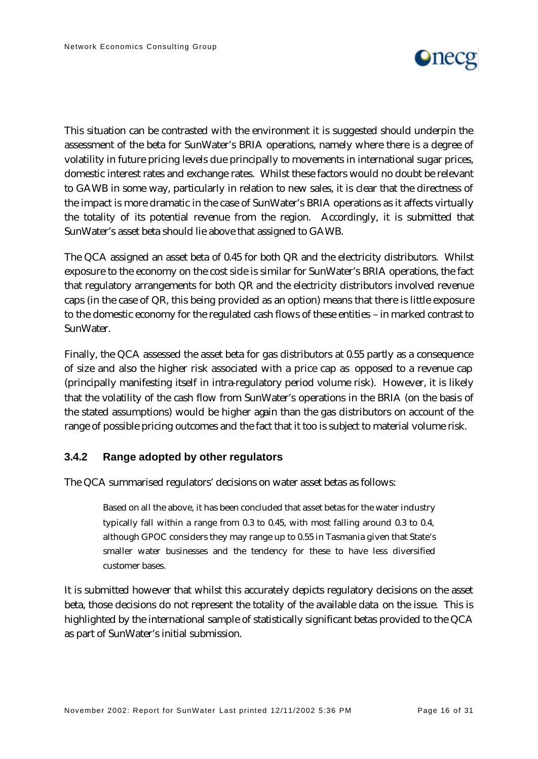This situation can be contrasted with the environment it is suggested should underpin the assessment of the beta for SunWater's BRIA operations, namely where there is a degree of volatility in future pricing levels due principally to movements in international sugar prices, domestic interest rates and exchange rates. Whilst these factors would no doubt be relevant to GAWB in some way, particularly in relation to new sales, it is clear that the directness of the impact is more dramatic in the case of SunWater's BRIA operations as it affects virtually the totality of its potential revenue from the region. Accordingly, it is submitted that SunWater's asset beta should lie above that assigned to GAWB.

The QCA assigned an asset beta of 0.45 for both QR and the electricity distributors. Whilst exposure to the economy on the cost side is similar for SunWater's BRIA operations, the fact that regulatory arrangements for both QR and the electricity distributors involved revenue caps (in the case of QR, this being provided as an option) means that there is little exposure to the domestic economy for the regulated cash flows of these entities – in marked contrast to SunWater.

Finally, the QCA assessed the asset beta for gas distributors at 0.55 partly as a consequence of size and also the higher risk associated with a price cap as opposed to a revenue cap (principally manifesting itself in intra-regulatory period volume risk). However, it is likely that the volatility of the cash flow from SunWater's operations in the BRIA (on the basis of the stated assumptions) would be higher again than the gas distributors on account of the range of possible pricing outcomes and the fact that it too is subject to material volume risk.

### 3.4.2 Range adopted by other regulators

The QCA summarised regulators' decisions on water asset betas as follows:

> Based on all the above, it has been concluded that asset betas for the water industry typically fall within a range from 0.3 to 0.45, with most falling around 0.3 to 0.4, although GPOC considers they may range up to 0.55 in Tasmania given that State's smaller water businesses and the tendency for these to have less diversified customer bases.

It is submitted however that whilst this accurately depicts regulatory decisions on the asset beta, those decisions do not represent the totality of the available data on the issue. This is highlighted by the international sample of statistically significant betas provided to the QCA as part of SunWater's initial submission.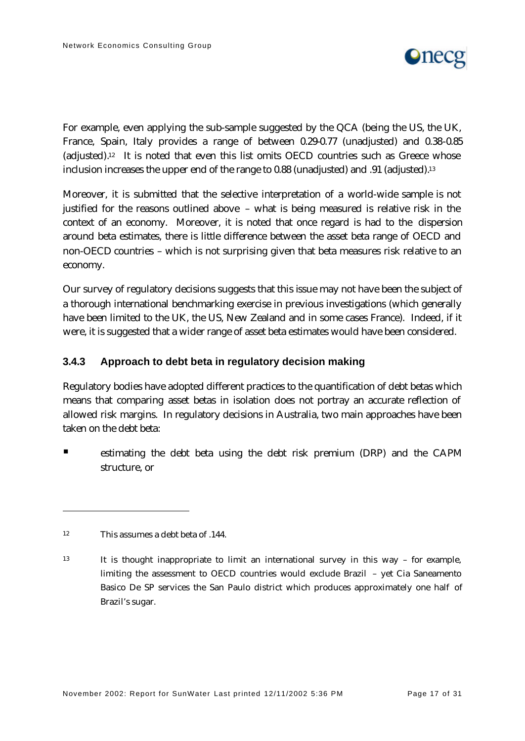For example, even applying the sub-sample suggested by the QCA (being the US, the UK, France, Spain, Italy provides a range of between 0.29-0.77 (unadjusted) and 0.38-0.85 (adjusted).[12] It is noted that even this list omits OECD countries such as Greece whose inclusion increases the upper end of the range to 0.88 (unadjusted) and .91 (adjusted).[13]

Moreover, it is submitted that the selective interpretation of a world-wide sample is not justified for the reasons outlined above – what is being measured is relative risk in the context of an economy. Moreover, it is noted that once regard is had to the dispersion around beta estimates, there is little difference between the asset beta range of OECD and non-OECD countries – which is not surprising given that beta measures risk relative to an economy.

Our survey of regulatory decisions suggests that this issue may not have been the subject of a thorough international benchmarking exercise in previous investigations (which generally have been limited to the UK, the US, New Zealand and in some cases France). Indeed, if it were, it is suggested that a wider range of asset beta estimates would have been considered.

### 3.4.3 Approach to debt beta in regulatory decision making

Regulatory bodies have adopted different practices to the quantification of debt betas which means that comparing asset betas in isolation does not portray an accurate reflection of allowed risk margins. In regulatory decisions in Australia, two main approaches have been taken on the debt beta:

- estimating the debt beta using the debt risk premium (DRP) and the CAPM structure, or

---

[12] This assumes a debt beta of .144.

[13] It is thought inappropriate to limit an international survey in this way – for example, limiting the assessment to OECD countries would exclude Brazil – yet Cia Saneamento Basico De SP services the San Paulo district which produces approximately one half of Brazil's sugar.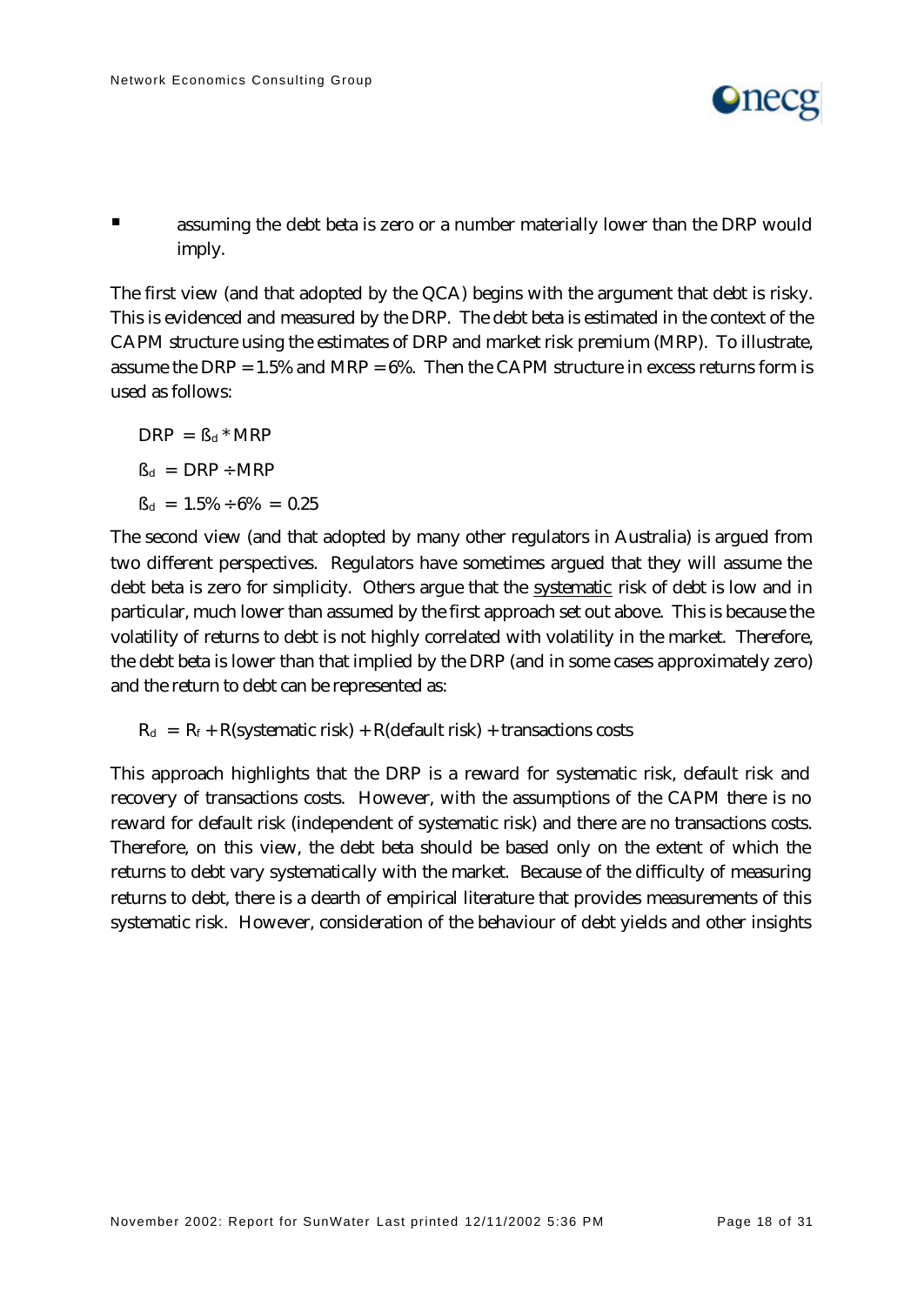- assuming the debt beta is zero or a number materially lower than the DRP would imply.

The first view (and that adopted by the QCA) begins with the argument that debt is risky. This is evidenced and measured by the DRP. The debt beta is estimated in the context of the CAPM structure using the estimates of DRP and market risk premium (MRP). To illustrate, assume the DRP = 1.5% and MRP = 6%. Then the CAPM structure in excess returns form is used as follows:

$$DRP = \beta_d * MRP$$

$$\beta_d = DRP \div MRP$$

$$\beta_d = 1.5\% \div 6\% = 0.25$$

The second view (and that adopted by many other regulators in Australia) is argued from two different perspectives. Regulators have sometimes argued that they will assume the debt beta is zero for simplicity. Others argue that the systematic risk of debt is low and in particular, much lower than assumed by the first approach set out above. This is because the volatility of returns to debt is not highly correlated with volatility in the market. Therefore, the debt beta is lower than that implied by the DRP (and in some cases approximately zero) and the return to debt can be represented as:

$$R_d = R_f + R(\text{systematic risk}) + R(\text{default risk}) + \text{transactions costs}$$

This approach highlights that the DRP is a reward for systematic risk, default risk and recovery of transactions costs. However, with the assumptions of the CAPM there is no reward for default risk (independent of systematic risk) and there are no transactions costs. Therefore, on this view, the debt beta should be based only on the extent of which the returns to debt vary systematically with the market. Because of the difficulty of measuring returns to debt, there is a dearth of empirical literature that provides measurements of this systematic risk. However, consideration of the behaviour of debt yields and other insights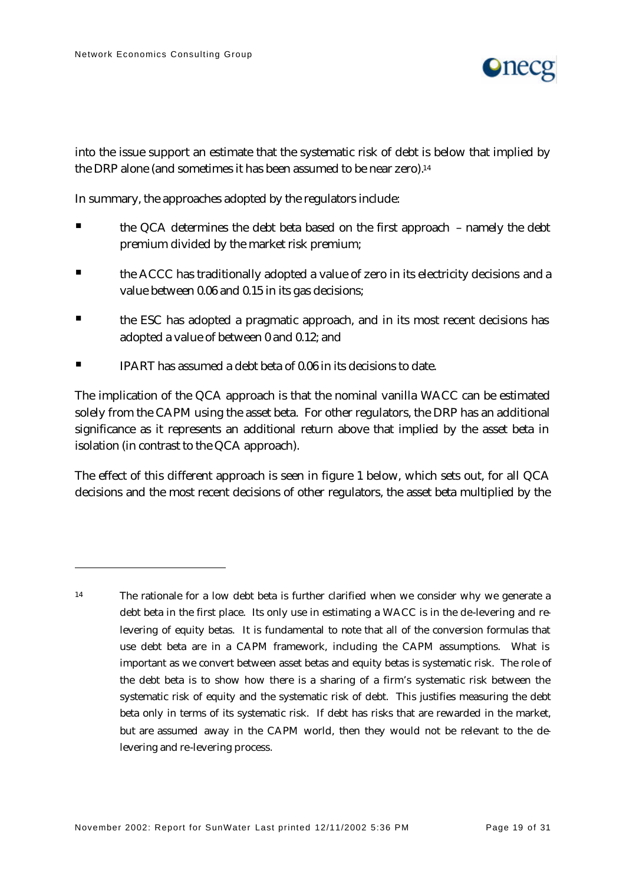into the issue support an estimate that the systematic risk of debt is below that implied by the DRP alone (and sometimes it has been assumed to be near zero).[14]

In summary, the approaches adopted by the regulators include:

- the QCA determines the debt beta based on the first approach – namely the debt premium divided by the market risk premium;
- the ACCC has traditionally adopted a value of zero in its electricity decisions and a value between 0.06 and 0.15 in its gas decisions;
- the ESC has adopted a pragmatic approach, and in its most recent decisions has adopted a value of between 0 and 0.12; and
- IPART has assumed a debt beta of 0.06 in its decisions to date.

The implication of the QCA approach is that the nominal vanilla WACC can be estimated solely from the CAPM using the asset beta. For other regulators, the DRP has an additional significance as it represents an additional return above that implied by the asset beta in isolation (in contrast to the QCA approach).

The effect of this different approach is seen in figure 1 below, which sets out, for all QCA decisions and the most recent decisions of other regulators, the asset beta multiplied by the

---

[14] The rationale for a low debt beta is further clarified when we consider why we generate a debt beta in the first place. Its only use in estimating a WACC is in the de-levering and re-levering of equity betas. It is fundamental to note that all of the conversion formulas that use debt beta are in a CAPM framework, including the CAPM assumptions. What is important as we convert between asset betas and equity betas is systematic risk. The role of the debt beta is to show how there is a sharing of a firm's systematic risk between the systematic risk of equity and the systematic risk of debt. This justifies measuring the debt beta only in terms of its systematic risk. If debt has risks that are rewarded in the market, but are assumed away in the CAPM world, then they would not be relevant to the de-levering and re-levering process.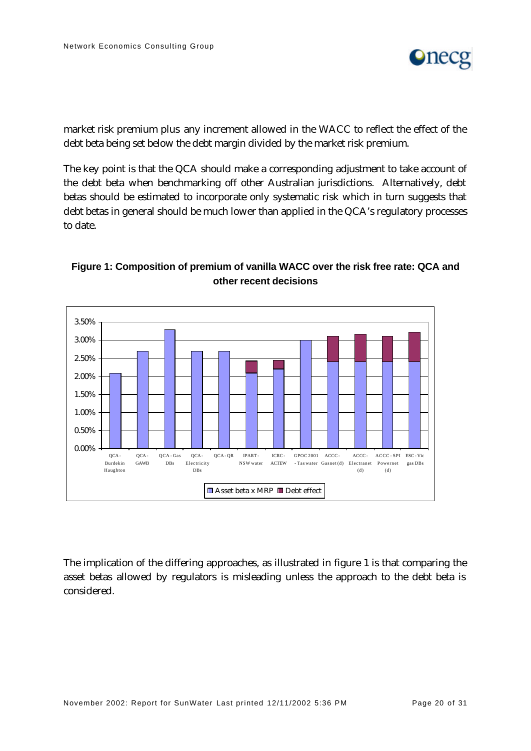market risk premium plus any increment allowed in the WACC to reflect the effect of the debt beta being set below the debt margin divided by the market risk premium.

The key point is that the QCA should make a corresponding adjustment to take account of the debt beta when benchmarking off other Australian jurisdictions. Alternatively, debt betas should be estimated to incorporate only systematic risk which in turn suggests that debt betas in general should be much lower than applied in the QCA's regulatory processes to date.

**Figure 1: Composition of premium of vanilla WACC over the risk free rate: QCA and other recent decisions**

The implication of the differing approaches, as illustrated in figure 1 is that comparing the asset betas allowed by regulators is misleading unless the approach to the debt beta is considered.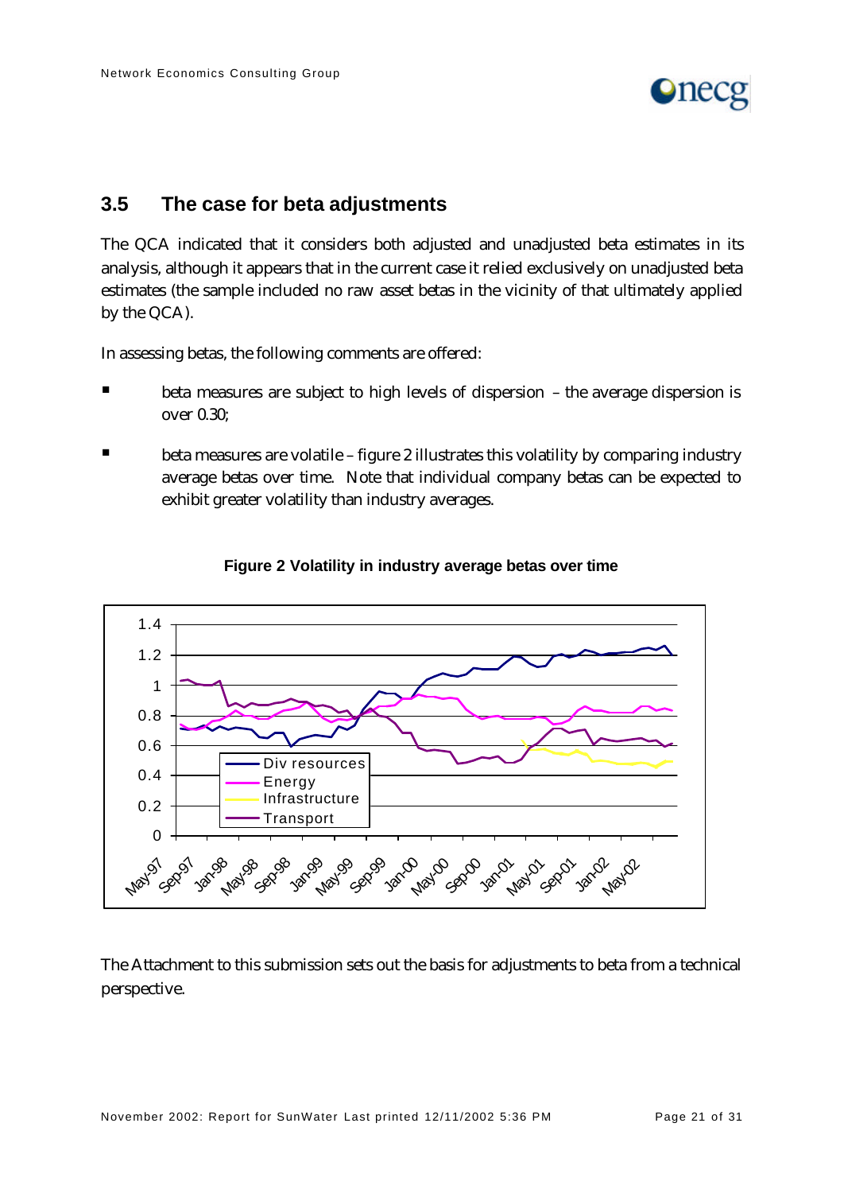## 3.5 The case for beta adjustments

The QCA indicated that it considers both adjusted and unadjusted beta estimates in its analysis, although it appears that in the current case it relied exclusively on unadjusted beta estimates (the sample included no raw asset betas in the vicinity of that ultimately applied by the QCA).

In assessing betas, the following comments are offered:

- beta measures are subject to high levels of dispersion – the average dispersion is over 0.30;
- beta measures are volatile – figure 2 illustrates this volatility by comparing industry average betas over time. Note that individual company betas can be expected to exhibit greater volatility than industry averages.

**Figure 2 Volatility in industry average betas over time**

The Attachment to this submission sets out the basis for adjustments to beta from a technical perspective.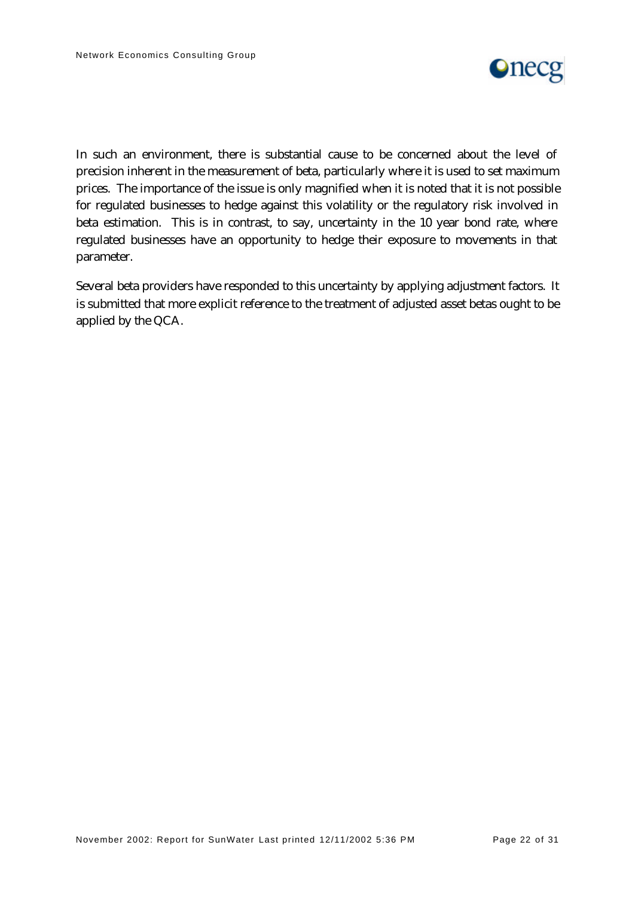In such an environment, there is substantial cause to be concerned about the level of precision inherent in the measurement of beta, particularly where it is used to set maximum prices. The importance of the issue is only magnified when it is noted that it is not possible for regulated businesses to hedge against this volatility or the regulatory risk involved in beta estimation. This is in contrast, to say, uncertainty in the 10 year bond rate, where regulated businesses have an opportunity to hedge their exposure to movements in that parameter.

Several beta providers have responded to this uncertainty by applying adjustment factors. It is submitted that more explicit reference to the treatment of adjusted asset betas ought to be applied by the QCA.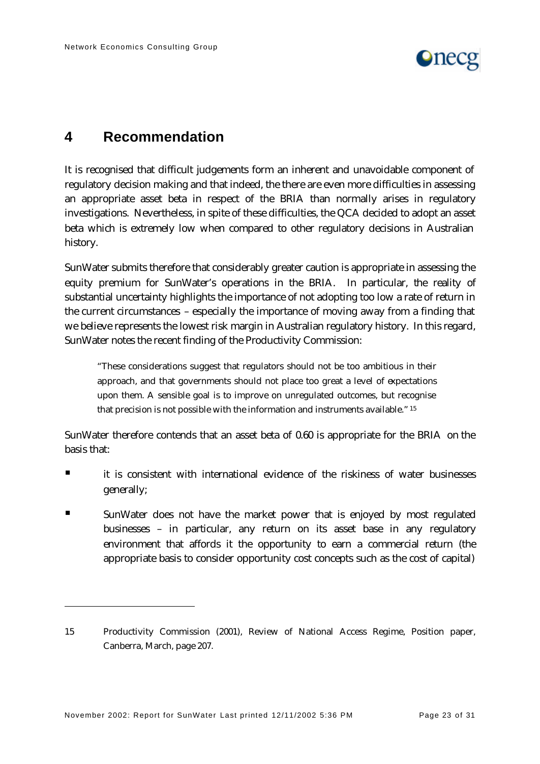# 4 Recommendation

It is recognised that difficult judgements form an inherent and unavoidable component of regulatory decision making and that indeed, the there are even more difficulties in assessing an appropriate asset beta in respect of the BRIA than normally arises in regulatory investigations. Nevertheless, in spite of these difficulties, the QCA decided to adopt an asset beta which is extremely low when compared to other regulatory decisions in Australian history.

SunWater submits therefore that considerably greater caution is appropriate in assessing the equity premium for SunWater's operations in the BRIA. In particular, the reality of substantial uncertainty highlights the importance of not adopting too low a rate of return in the current circumstances – especially the importance of moving away from a finding that we believe represents the lowest risk margin in Australian regulatory history. In this regard, SunWater notes the recent finding of the Productivity Commission:

> "These considerations suggest that regulators should not be too ambitious in their approach, and that governments should not place too great a level of expectations upon them. A sensible goal is to improve on unregulated outcomes, but recognise that precision is not possible with the information and instruments available." [15]

SunWater therefore contends that an asset beta of 0.60 is appropriate for the BRIA on the basis that:

- it is consistent with international evidence of the riskiness of water businesses generally;
- SunWater does not have the market power that is enjoyed by most regulated businesses – in particular, any return on its asset base in any regulatory environment that affords it the opportunity to earn a commercial return (the appropriate basis to consider opportunity cost concepts such as the cost of capital)

---

15 Productivity Commission (2001), Review of National Access Regime, Position paper, Canberra, March, page 207.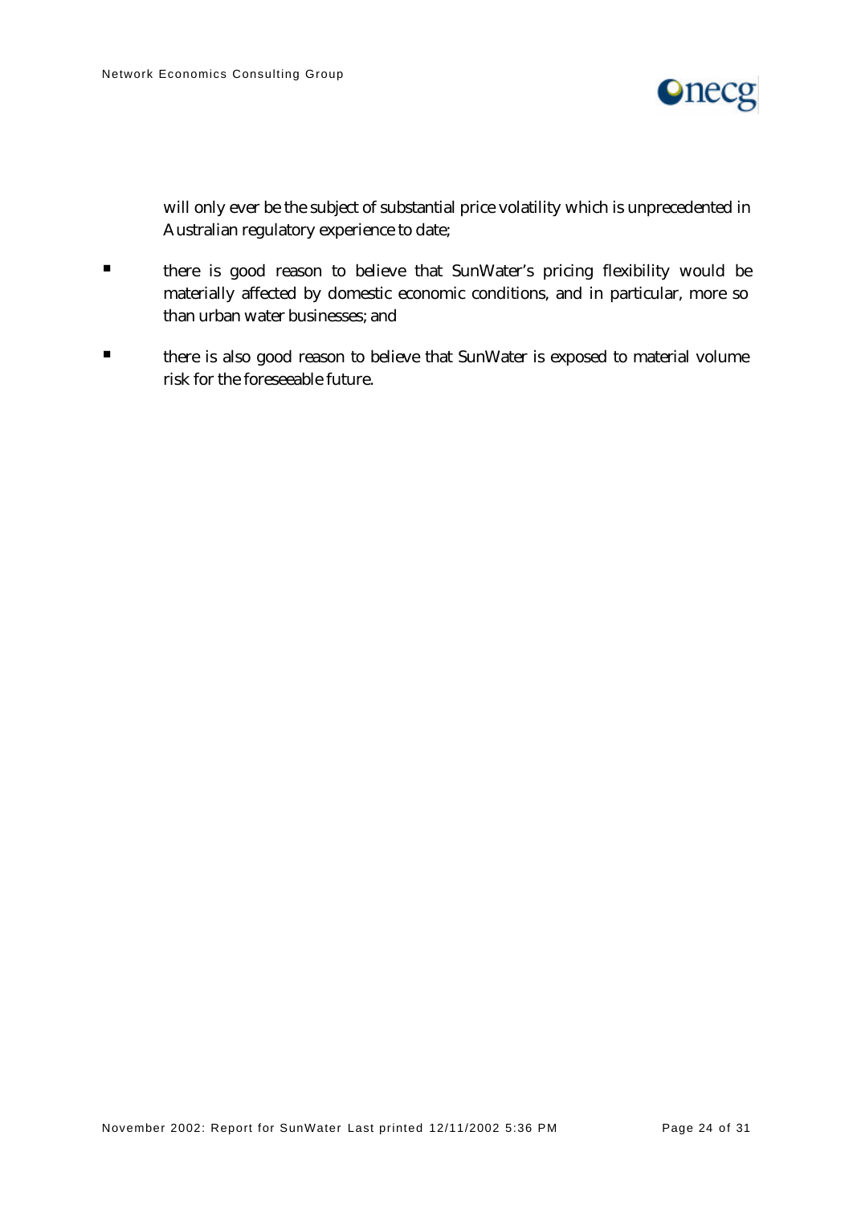will only ever be the subject of substantial price volatility which is unprecedented in Australian regulatory experience to date;

- there is good reason to believe that SunWater's pricing flexibility would be materially affected by domestic economic conditions, and in particular, more so than urban water businesses; and
- there is also good reason to believe that SunWater is exposed to material volume risk for the foreseeable future.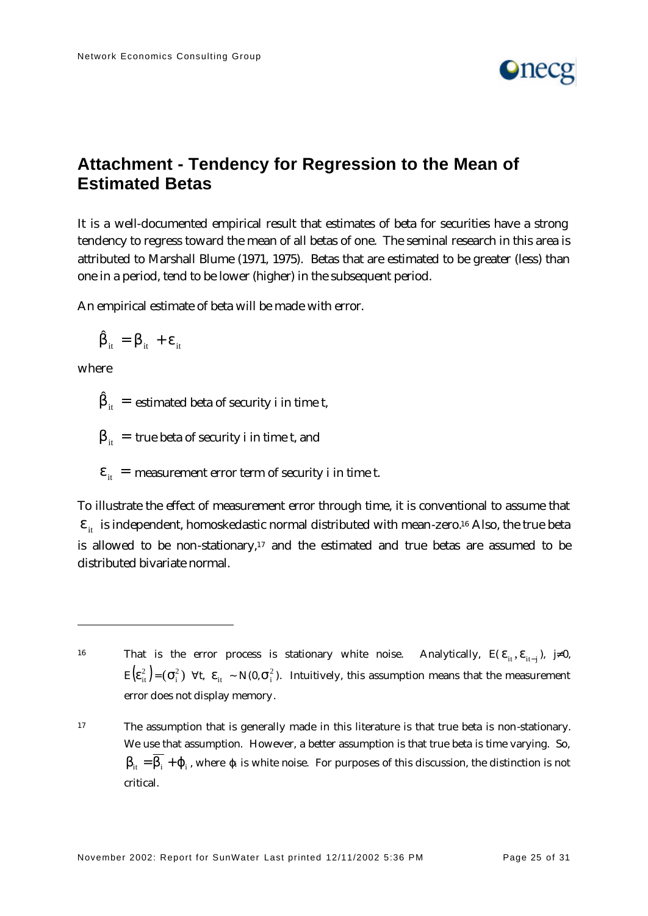# Attachment - Tendency for Regression to the Mean of Estimated Betas

It is a well-documented empirical result that estimates of beta for securities have a strong tendency to regress toward the mean of all betas of one. The seminal research in this area is attributed to Marshall Blume (1971, 1975). Betas that are estimated to be greater (less) than one in a period, tend to be lower (higher) in the subsequent period.

An empirical estimate of beta will be made with error.

$$\hat{\beta}_{it} = \beta_{it} + \varepsilon_{it}$$

where

$\hat{\beta}_{it}$ = estimated beta of security i in time t,

$\beta_{it}$ = true beta of security i in time t, and

$\varepsilon_{it}$ = measurement error term of security i in time t.

To illustrate the effect of measurement error through time, it is conventional to assume that $\varepsilon_{it}$ is independent, homoskedastic normal distributed with mean-zero.[16] Also, the true beta is allowed to be non-stationary,[17] and the estimated and true betas are assumed to be distributed bivariate normal.

---

[16] That is the error process is stationary white noise. Analytically, $E(\varepsilon_{it}, \varepsilon_{it-j})$, $j \neq 0$, $E(\varepsilon_{it}^2) = (\sigma_i^2)$ $\forall t$, $\varepsilon_{it} \sim N(0, \sigma_i^2)$. Intuitively, this assumption means that the measurement error does not display memory.

[17] The assumption that is generally made in this literature is that true beta is non-stationary. We use that assumption. However, a better assumption is that true beta is time varying. So, $\beta_{it} = \overline{\beta_i} + \varphi_i$, where $\varphi_i$ is white noise. For purposes of this discussion, the distinction is not critical.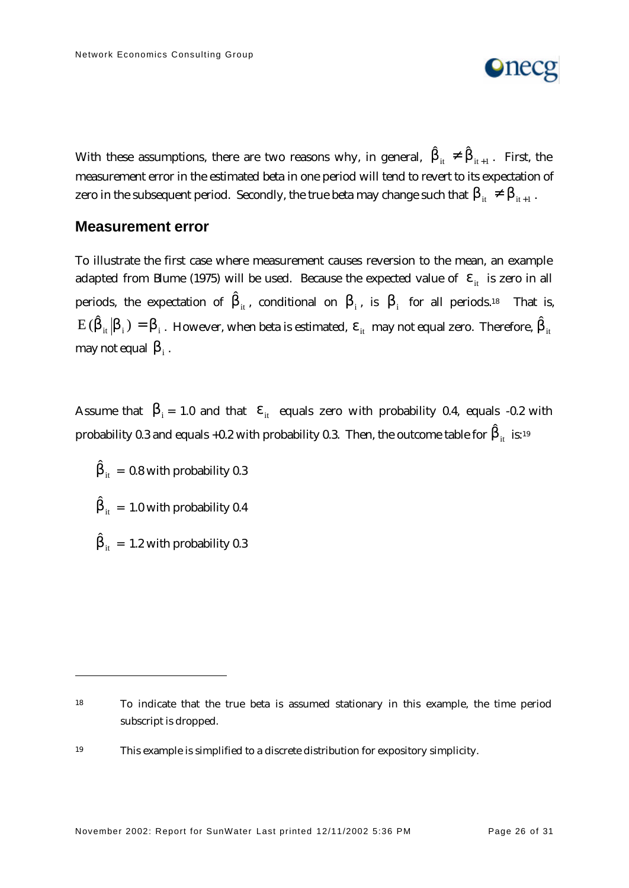With these assumptions, there are two reasons why, in general, $\hat{\beta}_{it} \neq \hat{\beta}_{it+1}$. First, the measurement error in the estimated beta in one period will tend to revert to its expectation of zero in the subsequent period. Secondly, the true beta may change such that $\beta_{it} \neq \beta_{it+1}$.

## Measurement error

To illustrate the first case where measurement causes reversion to the mean, an example adapted from Blume (1975) will be used. Because the expected value of $\varepsilon_{it}$ is zero in all periods, the expectation of $\hat{\beta}_{it}$, conditional on $\beta_i$, is $\beta_i$ for all periods.[18] That is, $E(\hat{\beta}_{it} | \beta_i) = \beta_i$. However, when beta is estimated, $\varepsilon_{it}$ may not equal zero. Therefore, $\hat{\beta}_{it}$ may not equal $\beta_i$.

Assume that $\beta_i = 1.0$ and that $\varepsilon_{it}$ equals zero with probability 0.4, equals -0.2 with probability 0.3 and equals +0.2 with probability 0.3. Then, the outcome table for $\hat{\beta}_{it}$ is:[19]

$\hat{\beta}_{it} = 0.8$ with probability 0.3

$\hat{\beta}_{it} = 1.0$ with probability 0.4

$\hat{\beta}_{it} = 1.2$ with probability 0.3

---

18 To indicate that the true beta is assumed stationary in this example, the time period subscript is dropped.

19 This example is simplified to a discrete distribution for expository simplicity.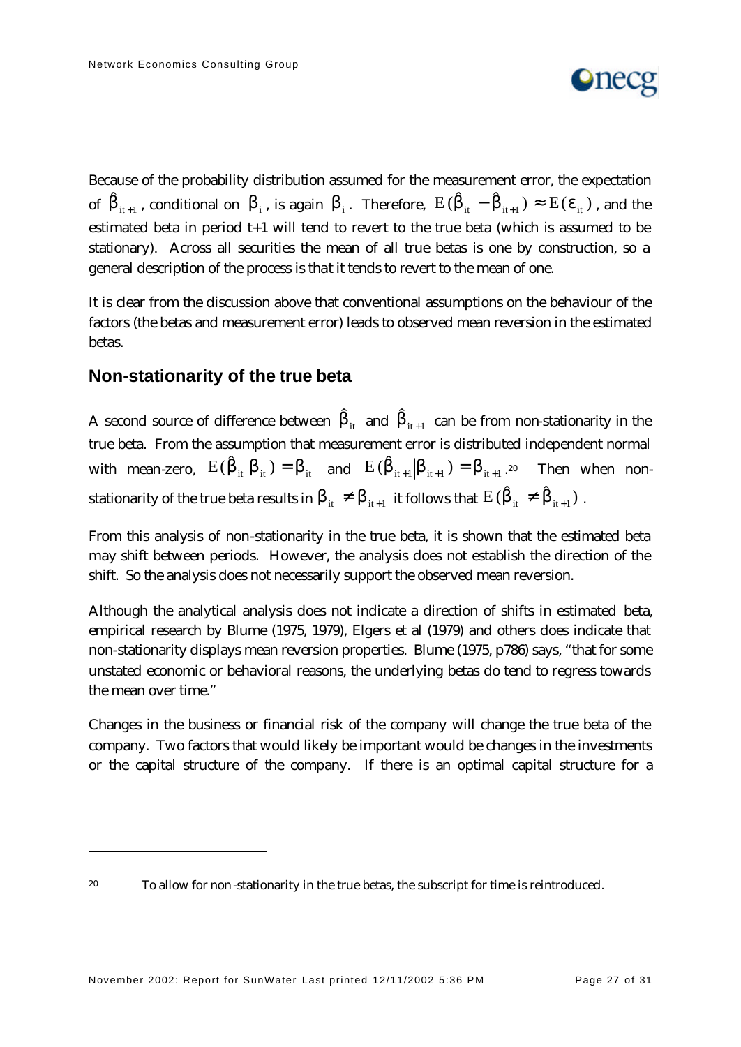Because of the probability distribution assumed for the measurement error, the expectation of $\hat{\beta}_{it+1}$, conditional on $\beta_i$, is again $\beta_i$. Therefore, $E(\hat{\beta}_{it} - \hat{\beta}_{it+1}) \approx E(\varepsilon_{it})$, and the estimated beta in period t+1 will tend to revert to the true beta (which is assumed to be stationary). Across all securities the mean of all true betas is one by construction, so a general description of the process is that it tends to revert to the mean of one.

It is clear from the discussion above that conventional assumptions on the behaviour of the factors (the betas and measurement error) leads to observed mean reversion in the estimated betas.

## Non-stationarity of the true beta

A second source of difference between $\hat{\beta}_{it}$ and $\hat{\beta}_{it+1}$ can be from non-stationarity in the true beta. From the assumption that measurement error is distributed independent normal with mean-zero, $E(\hat{\beta}_{it}|\beta_{it}) = \beta_{it}$ and $E(\hat{\beta}_{it+1}|\beta_{it+1}) = \beta_{it+1}$.[20] Then when non-stationarity of the true beta results in $\beta_{it} \neq \beta_{it+1}$ it follows that $E(\hat{\beta}_{it} \neq \hat{\beta}_{it+1})$.

From this analysis of non-stationarity in the true beta, it is shown that the estimated beta may shift between periods. However, the analysis does not establish the direction of the shift. So the analysis does not necessarily support the observed mean reversion.

Although the analytical analysis does not indicate a direction of shifts in estimated beta, empirical research by Blume (1975, 1979), Elgers et al (1979) and others does indicate that non-stationarity displays mean reversion properties. Blume (1975, p786) says, "that for some unstated economic or behavioral reasons, the underlying betas do tend to regress towards the mean over time."

Changes in the business or financial risk of the company will change the true beta of the company. Two factors that would likely be important would be changes in the investments or the capital structure of the company. If there is an optimal capital structure for a

---

[20] To allow for non-stationarity in the true betas, the subscript for time is reintroduced.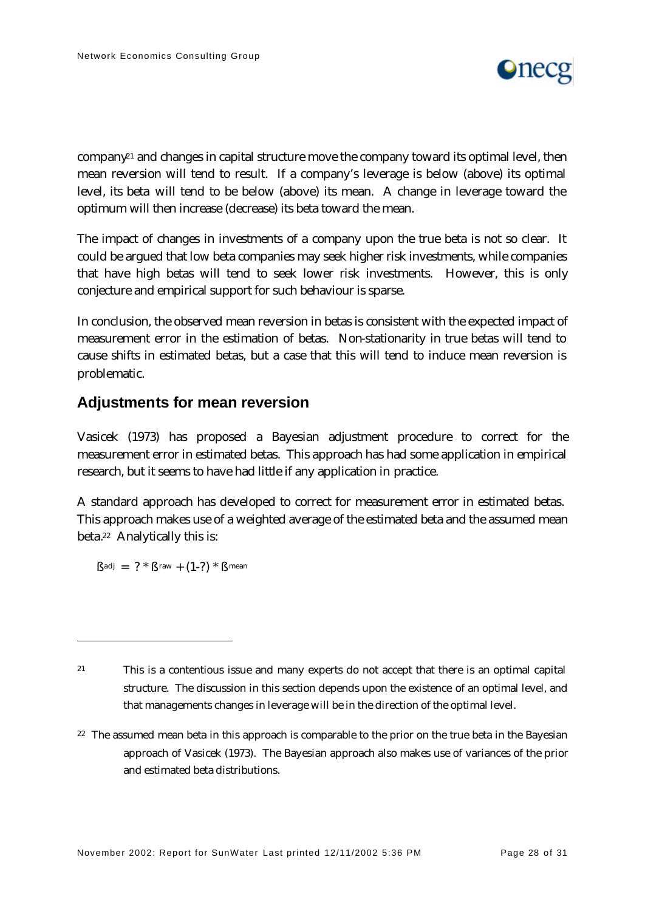company[21] and changes in capital structure move the company toward its optimal level, then mean reversion will tend to result. If a company's leverage is below (above) its optimal level, its beta will tend to be below (above) its mean. A change in leverage toward the optimum will then increase (decrease) its beta toward the mean.

The impact of changes in investments of a company upon the true beta is not so clear. It could be argued that low beta companies may seek higher risk investments, while companies that have high betas will tend to seek lower risk investments. However, this is only conjecture and empirical support for such behaviour is sparse.

In conclusion, the observed mean reversion in betas is consistent with the expected impact of measurement error in the estimation of betas. Non-stationarity in true betas will tend to cause shifts in estimated betas, but a case that this will tend to induce mean reversion is problematic.

## Adjustments for mean reversion

Vasicek (1973) has proposed a Bayesian adjustment procedure to correct for the measurement error in estimated betas. This approach has had some application in empirical research, but it seems to have had little if any application in practice.

A standard approach has developed to correct for measurement error in estimated betas. This approach makes use of a weighted average of the estimated beta and the assumed mean beta.[22] Analytically this is:

$$\beta_{adj} = ? * \beta_{raw} + (1-?) * \beta_{mean}$$

---

[21] This is a contentious issue and many experts do not accept that there is an optimal capital structure. The discussion in this section depends upon the existence of an optimal level, and that managements changes in leverage will be in the direction of the optimal level.

[22] The assumed mean beta in this approach is comparable to the prior on the true beta in the Bayesian approach of Vasicek (1973). The Bayesian approach also makes use of variances of the prior and estimated beta distributions.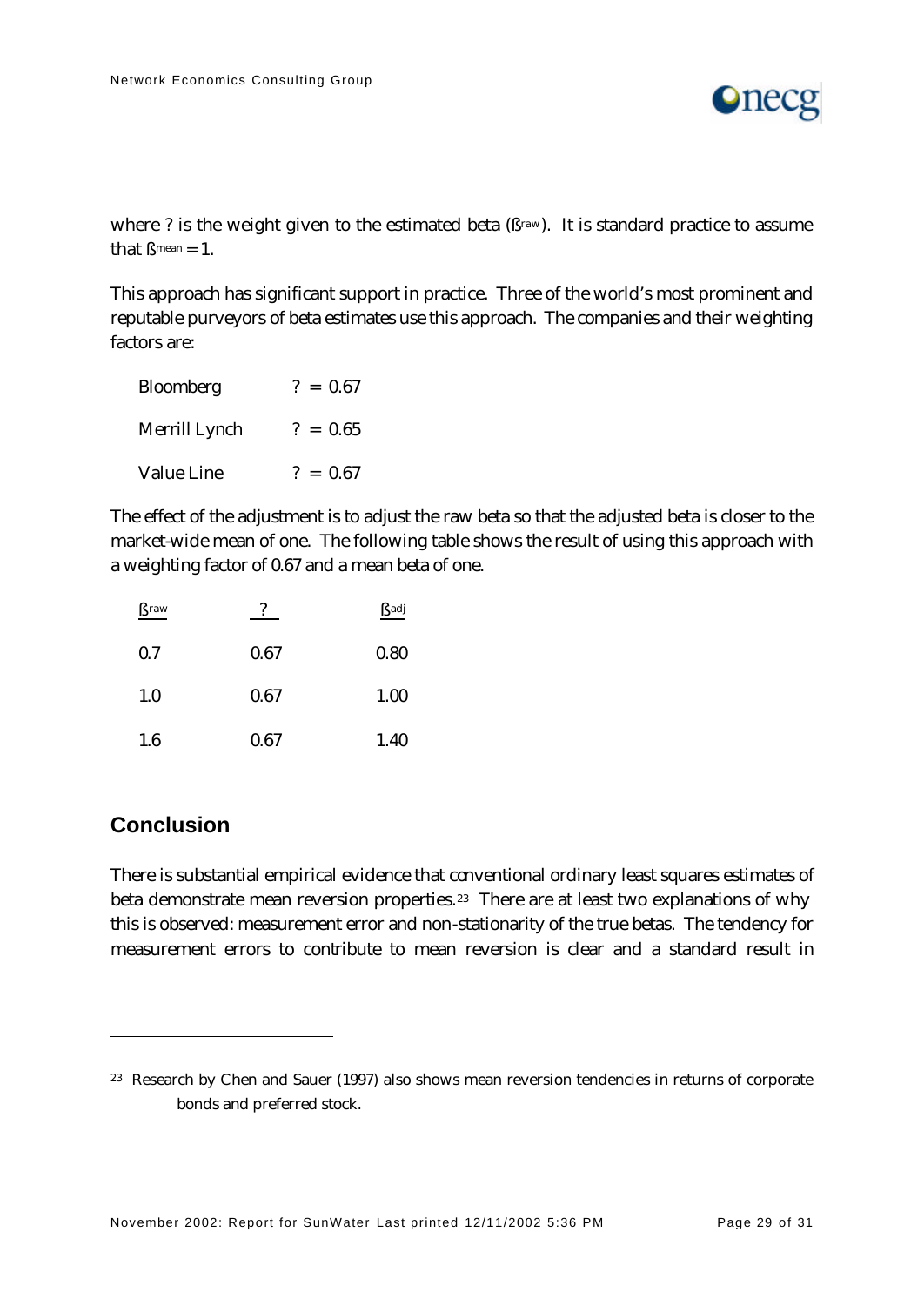where ? is the weight given to the estimated beta ($ß^{raw}$). It is standard practice to assume that $ß^{mean} = 1$.

This approach has significant support in practice. Three of the world's most prominent and reputable purveyors of beta estimates use this approach. The companies and their weighting factors are:

| | |
|---|---|
| Bloomberg | ? = 0.67 |
| Merrill Lynch | ? = 0.65 |
| Value Line | ? = 0.67 |

The effect of the adjustment is to adjust the raw beta so that the adjusted beta is closer to the market-wide mean of one. The following table shows the result of using this approach with a weighting factor of 0.67 and a mean beta of one.

| $ß^{raw}$ | ? | $ß^{adj}$ |
|---|---|---|
| 0.7 | 0.67 | 0.80 |
| 1.0 | 0.67 | 1.00 |
| 1.6 | 0.67 | 1.40 |

## Conclusion

There is substantial empirical evidence that conventional ordinary least squares estimates of beta demonstrate mean reversion properties.[23] There are at least two explanations of why this is observed: measurement error and non-stationarity of the true betas. The tendency for measurement errors to contribute to mean reversion is clear and a standard result in

---

[23] Research by Chen and Sauer (1997) also shows mean reversion tendencies in returns of corporate bonds and preferred stock.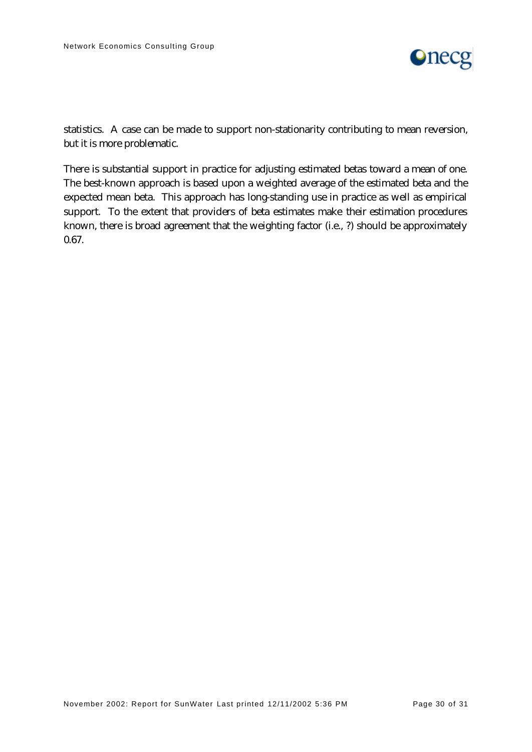statistics. A case can be made to support non-stationarity contributing to mean reversion, but it is more problematic.

There is substantial support in practice for adjusting estimated betas toward a mean of one. The best-known approach is based upon a weighted average of the estimated beta and the expected mean beta. This approach has long-standing use in practice as well as empirical support. To the extent that providers of beta estimates make their estimation procedures known, there is broad agreement that the weighting factor (i.e., ?) should be approximately 0.67.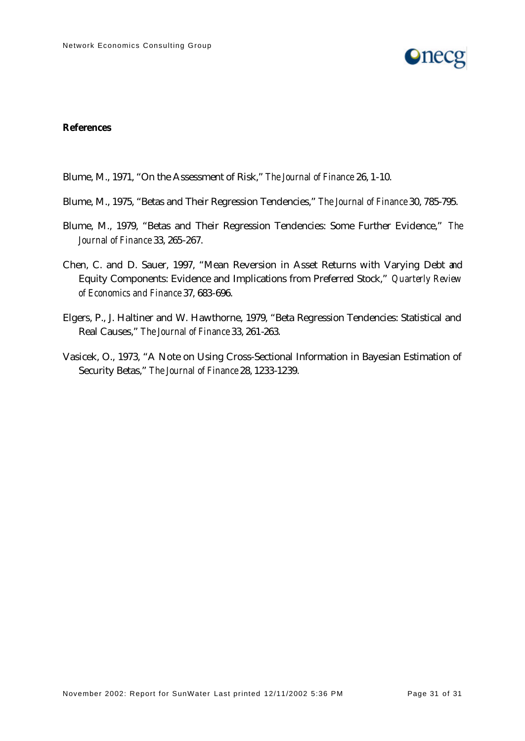**References**

Blume, M., 1971, "On the Assessment of Risk," *The Journal of Finance* 26, 1-10.

Blume, M., 1975, "Betas and Their Regression Tendencies," *The Journal of Finance* 30, 785-795.

Blume, M., 1979, "Betas and Their Regression Tendencies: Some Further Evidence," *The Journal of Finance* 33, 265-267.

Chen, C. and D. Sauer, 1997, "Mean Reversion in Asset Returns with Varying Debt and Equity Components: Evidence and Implications from Preferred Stock," *Quarterly Review of Economics and Finance* 37, 683-696.

Elgers, P., J. Haltiner and W. Hawthorne, 1979, "Beta Regression Tendencies: Statistical and Real Causes," *The Journal of Finance* 33, 261-263.

Vasicek, O., 1973, "A Note on Using Cross-Sectional Information in Bayesian Estimation of Security Betas," *The Journal of Finance* 28, 1233-1239.